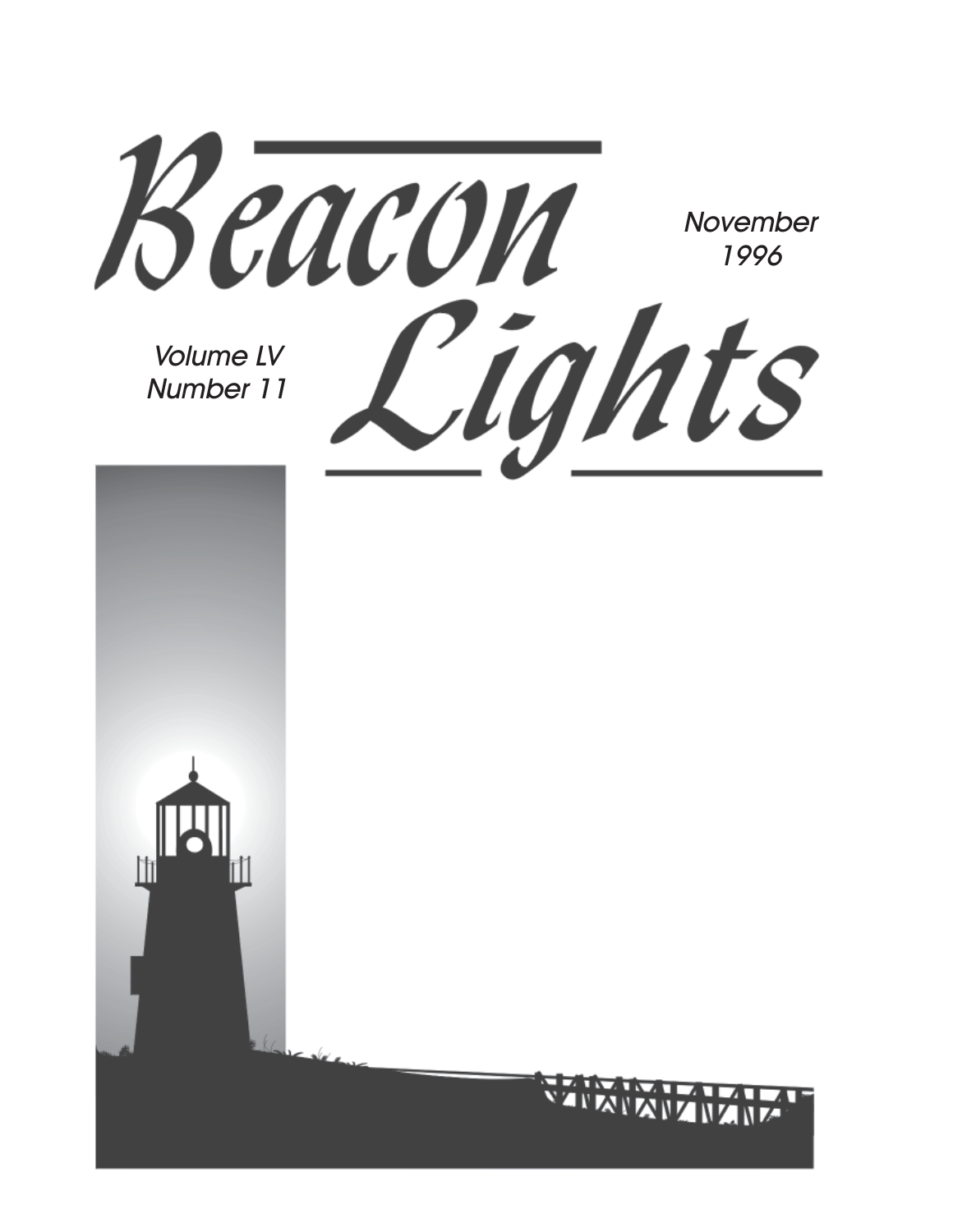# Beacon Lights

November
1996

Volume LV
Number 11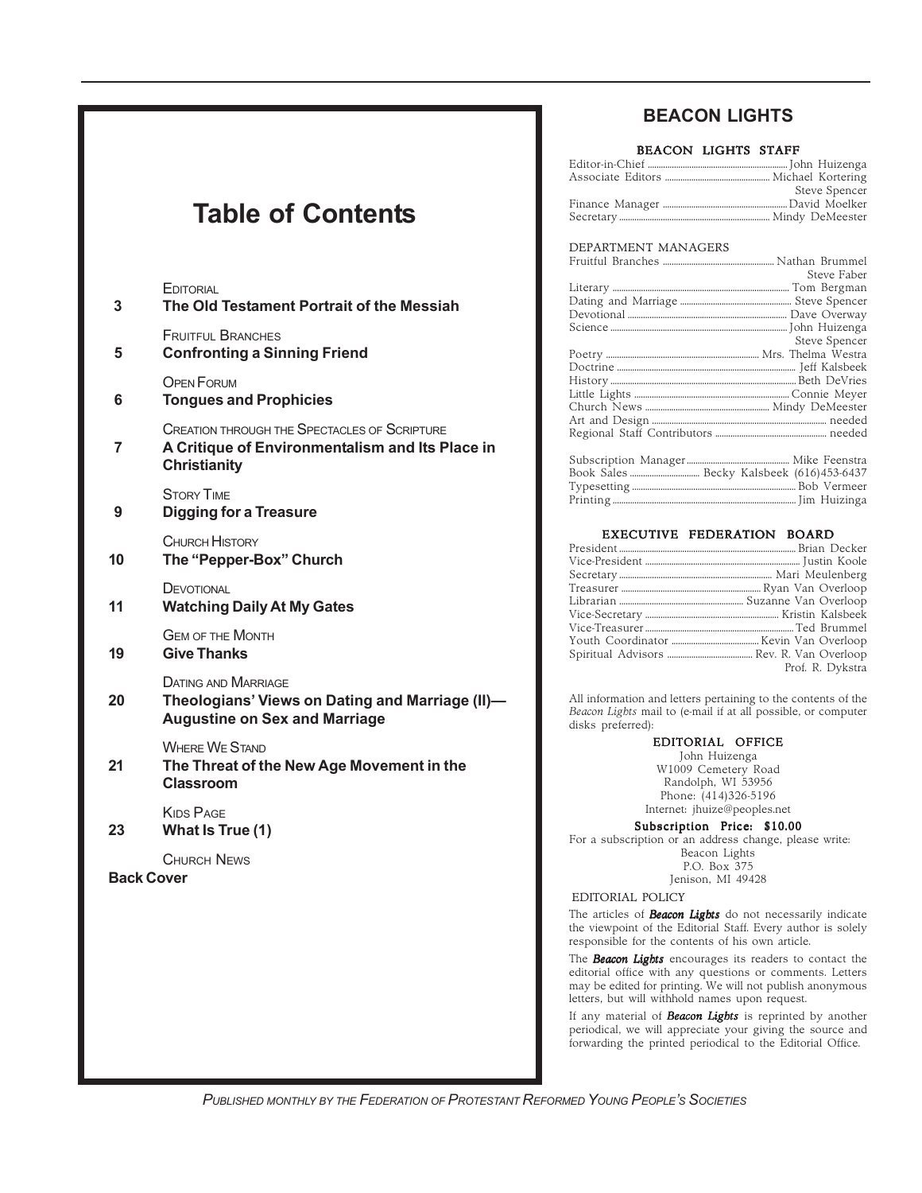# Table of Contents

EDITORIAL
**3 The Old Testament Portrait of the Messiah**

FRUITFUL BRANCHES
**5 Confronting a Sinning Friend**

OPEN FORUM
**6 Tongues and Prophicies**

CREATION THROUGH THE SPECTACLES OF SCRIPTURE
**7 A Critique of Environmentalism and Its Place in Christianity**

STORY TIME
**9 Digging for a Treasure**

CHURCH HISTORY
**10 The "Pepper-Box" Church**

DEVOTIONAL
**11 Watching Daily At My Gates**

GEM OF THE MONTH
**19 Give Thanks**

DATING AND MARRIAGE
**20 Theologians' Views on Dating and Marriage (II)—Augustine on Sex and Marriage**

WHERE WE STAND
**21 The Threat of the New Age Movement in the Classroom**

KIDS PAGE
**23 What Is True (1)**

CHURCH NEWS
**Back Cover**

## BEACON LIGHTS

### BEACON LIGHTS STAFF

Editor-in-Chief ........ John Huizenga
Associate Editors ........ Michael Kortering
Steve Spencer
Finance Manager ........ David Moelker
Secretary ........ Mindy DeMeester

DEPARTMENT MANAGERS

Fruitful Branches ........ Nathan Brummel
Steve Faber
Literary ........ Tom Bergman
Dating and Marriage ........ Steve Spencer
Devotional ........ Dave Overway
Science ........ John Huizenga
Steve Spencer
Poetry ........ Mrs. Thelma Westra
Doctrine ........ Jeff Kalsbeek
History ........ Beth DeVries
Little Lights ........ Connie Meyer
Church News ........ Mindy DeMeester
Art and Design ........ needed
Regional Staff Contributors ........ needed

Subscription Manager ........ Mike Feenstra
Book Sales ........ Becky Kalsbeek (616)453-6437
Typesetting ........ Bob Vermeer
Printing ........ Jim Huizinga

### EXECUTIVE FEDERATION BOARD

President ........ Brian Decker
Vice-President ........ Justin Koole
Secretary ........ Mari Meulenberg
Treasurer ........ Ryan Van Overloop
Librarian ........ Suzanne Van Overloop
Vice-Secretary ........ Kristin Kalsbeek
Vice-Treasurer ........ Ted Brummel
Youth Coordinator ........ Kevin Van Overloop
Spiritual Advisors ........ Rev. R. Van Overloop
Prof. R. Dykstra

All information and letters pertaining to the contents of the *Beacon Lights* mail to (e-mail if at all possible, or computer disks preferred):

EDITORIAL OFFICE
John Huizenga
W1009 Cemetery Road
Randolph, WI 53956
Phone: (414)326-5196
Internet: jhuize@peoples.net

**Subscription Price: $10.00**

For a subscription or an address change, please write:
Beacon Lights
P.O. Box 375
Jenison, MI 49428

EDITORIAL POLICY

The articles of ***Beacon Lights*** do not necessarily indicate the viewpoint of the Editorial Staff. Every author is solely responsible for the contents of his own article.

The ***Beacon Lights*** encourages its readers to contact the editorial office with any questions or comments. Letters may be edited for printing. We will not publish anonymous letters, but will withhold names upon request.

If any material of ***Beacon Lights*** is reprinted by another periodical, we will appreciate your giving the source and forwarding the printed periodical to the Editorial Office.

*PUBLISHED MONTHLY BY THE FEDERATION OF PROTESTANT REFORMED YOUNG PEOPLE'S SOCIETIES*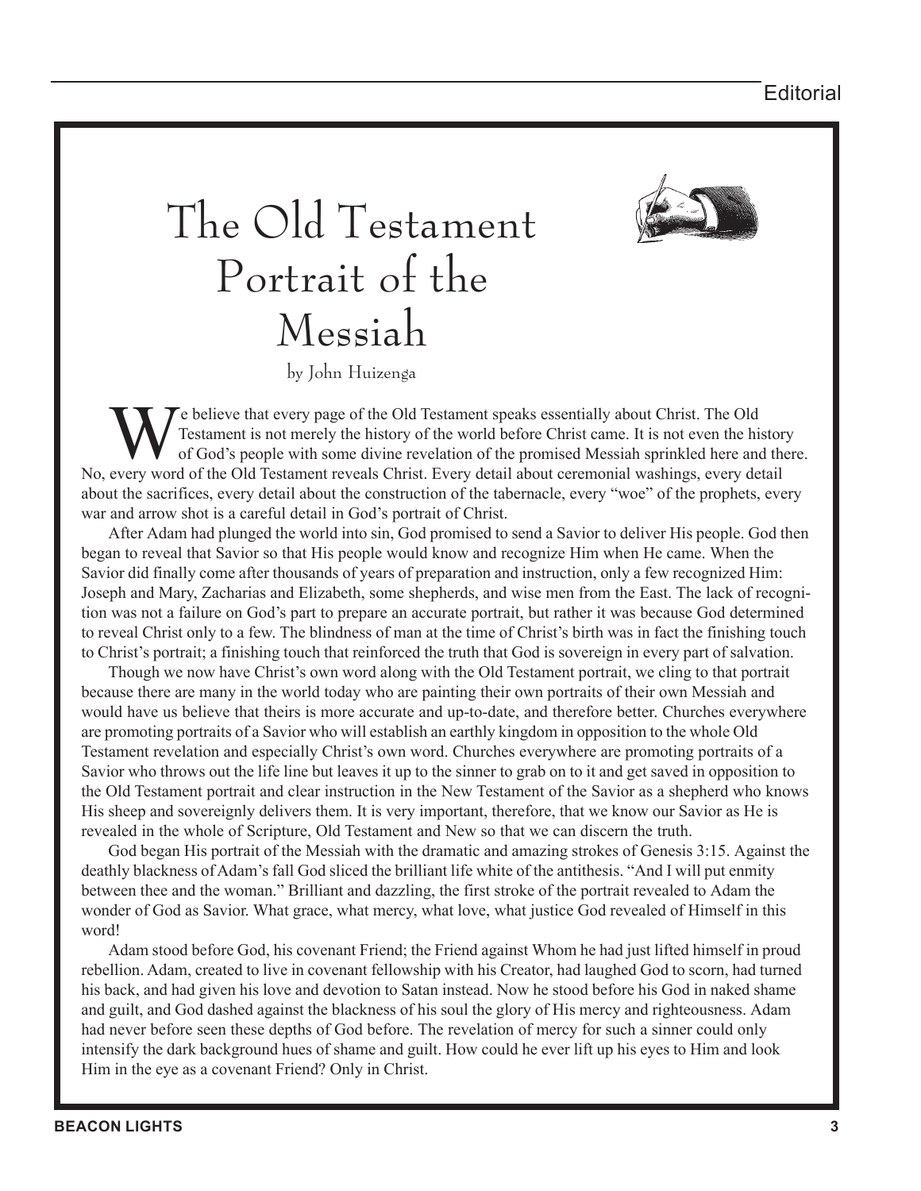# The Old Testament Portrait of the Messiah

by John Huizenga

We believe that every page of the Old Testament speaks essentially about Christ. The Old Testament is not merely the history of the world before Christ came. It is not even the history of God's people with some divine revelation of the promised Messiah sprinkled here and there. No, every word of the Old Testament reveals Christ. Every detail about ceremonial washings, every detail about the sacrifices, every detail about the construction of the tabernacle, every "woe" of the prophets, every war and arrow shot is a careful detail in God's portrait of Christ.

After Adam had plunged the world into sin, God promised to send a Savior to deliver His people. God then began to reveal that Savior so that His people would know and recognize Him when He came. When the Savior did finally come after thousands of years of preparation and instruction, only a few recognized Him: Joseph and Mary, Zacharias and Elizabeth, some shepherds, and wise men from the East. The lack of recognition was not a failure on God's part to prepare an accurate portrait, but rather it was because God determined to reveal Christ only to a few. The blindness of man at the time of Christ's birth was in fact the finishing touch to Christ's portrait; a finishing touch that reinforced the truth that God is sovereign in every part of salvation.

Though we now have Christ's own word along with the Old Testament portrait, we cling to that portrait because there are many in the world today who are painting their own portraits of their own Messiah and would have us believe that theirs is more accurate and up-to-date, and therefore better. Churches everywhere are promoting portraits of a Savior who will establish an earthly kingdom in opposition to the whole Old Testament revelation and especially Christ's own word. Churches everywhere are promoting portraits of a Savior who throws out the life line but leaves it up to the sinner to grab on to it and get saved in opposition to the Old Testament portrait and clear instruction in the New Testament of the Savior as a shepherd who knows His sheep and sovereignly delivers them. It is very important, therefore, that we know our Savior as He is revealed in the whole of Scripture, Old Testament and New so that we can discern the truth.

God began His portrait of the Messiah with the dramatic and amazing strokes of Genesis 3:15. Against the deathly blackness of Adam's fall God sliced the brilliant life white of the antithesis. "And I will put enmity between thee and the woman." Brilliant and dazzling, the first stroke of the portrait revealed to Adam the wonder of God as Savior. What grace, what mercy, what love, what justice God revealed of Himself in this word!

Adam stood before God, his covenant Friend; the Friend against Whom he had just lifted himself in proud rebellion. Adam, created to live in covenant fellowship with his Creator, had laughed God to scorn, had turned his back, and had given his love and devotion to Satan instead. Now he stood before his God in naked shame and guilt, and God dashed against the blackness of his soul the glory of His mercy and righteousness. Adam had never before seen these depths of God before. The revelation of mercy for such a sinner could only intensify the dark background hues of shame and guilt. How could he ever lift up his eyes to Him and look Him in the eye as a covenant Friend? Only in Christ.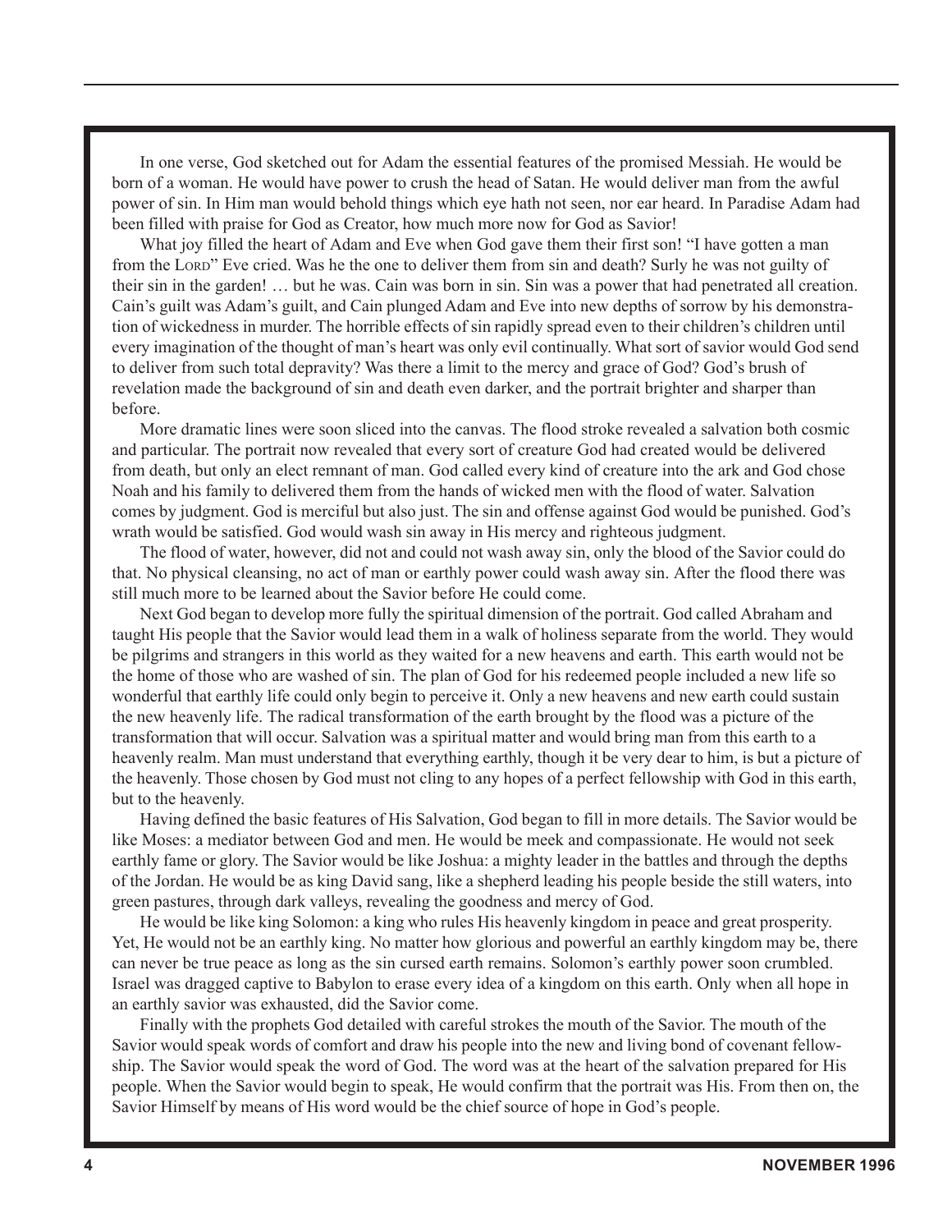In one verse, God sketched out for Adam the essential features of the promised Messiah. He would be born of a woman. He would have power to crush the head of Satan. He would deliver man from the awful power of sin. In Him man would behold things which eye hath not seen, nor ear heard. In Paradise Adam had been filled with praise for God as Creator, how much more now for God as Savior!

What joy filled the heart of Adam and Eve when God gave them their first son! "I have gotten a man from the LORD" Eve cried. Was he the one to deliver them from sin and death? Surly he was not guilty of their sin in the garden! … but he was. Cain was born in sin. Sin was a power that had penetrated all creation. Cain's guilt was Adam's guilt, and Cain plunged Adam and Eve into new depths of sorrow by his demonstration of wickedness in murder. The horrible effects of sin rapidly spread even to their children's children until every imagination of the thought of man's heart was only evil continually. What sort of savior would God send to deliver from such total depravity? Was there a limit to the mercy and grace of God? God's brush of revelation made the background of sin and death even darker, and the portrait brighter and sharper than before.

More dramatic lines were soon sliced into the canvas. The flood stroke revealed a salvation both cosmic and particular. The portrait now revealed that every sort of creature God had created would be delivered from death, but only an elect remnant of man. God called every kind of creature into the ark and God chose Noah and his family to delivered them from the hands of wicked men with the flood of water. Salvation comes by judgment. God is merciful but also just. The sin and offense against God would be punished. God's wrath would be satisfied. God would wash sin away in His mercy and righteous judgment.

The flood of water, however, did not and could not wash away sin, only the blood of the Savior could do that. No physical cleansing, no act of man or earthly power could wash away sin. After the flood there was still much more to be learned about the Savior before He could come.

Next God began to develop more fully the spiritual dimension of the portrait. God called Abraham and taught His people that the Savior would lead them in a walk of holiness separate from the world. They would be pilgrims and strangers in this world as they waited for a new heavens and earth. This earth would not be the home of those who are washed of sin. The plan of God for his redeemed people included a new life so wonderful that earthly life could only begin to perceive it. Only a new heavens and new earth could sustain the new heavenly life. The radical transformation of the earth brought by the flood was a picture of the transformation that will occur. Salvation was a spiritual matter and would bring man from this earth to a heavenly realm. Man must understand that everything earthly, though it be very dear to him, is but a picture of the heavenly. Those chosen by God must not cling to any hopes of a perfect fellowship with God in this earth, but to the heavenly.

Having defined the basic features of His Salvation, God began to fill in more details. The Savior would be like Moses: a mediator between God and men. He would be meek and compassionate. He would not seek earthly fame or glory. The Savior would be like Joshua: a mighty leader in the battles and through the depths of the Jordan. He would be as king David sang, like a shepherd leading his people beside the still waters, into green pastures, through dark valleys, revealing the goodness and mercy of God.

He would be like king Solomon: a king who rules His heavenly kingdom in peace and great prosperity. Yet, He would not be an earthly king. No matter how glorious and powerful an earthly kingdom may be, there can never be true peace as long as the sin cursed earth remains. Solomon's earthly power soon crumbled. Israel was dragged captive to Babylon to erase every idea of a kingdom on this earth. Only when all hope in an earthly savior was exhausted, did the Savior come.

Finally with the prophets God detailed with careful strokes the mouth of the Savior. The mouth of the Savior would speak words of comfort and draw his people into the new and living bond of covenant fellowship. The Savior would speak the word of God. The word was at the heart of the salvation prepared for His people. When the Savior would begin to speak, He would confirm that the portrait was His. From then on, the Savior Himself by means of His word would be the chief source of hope in God's people.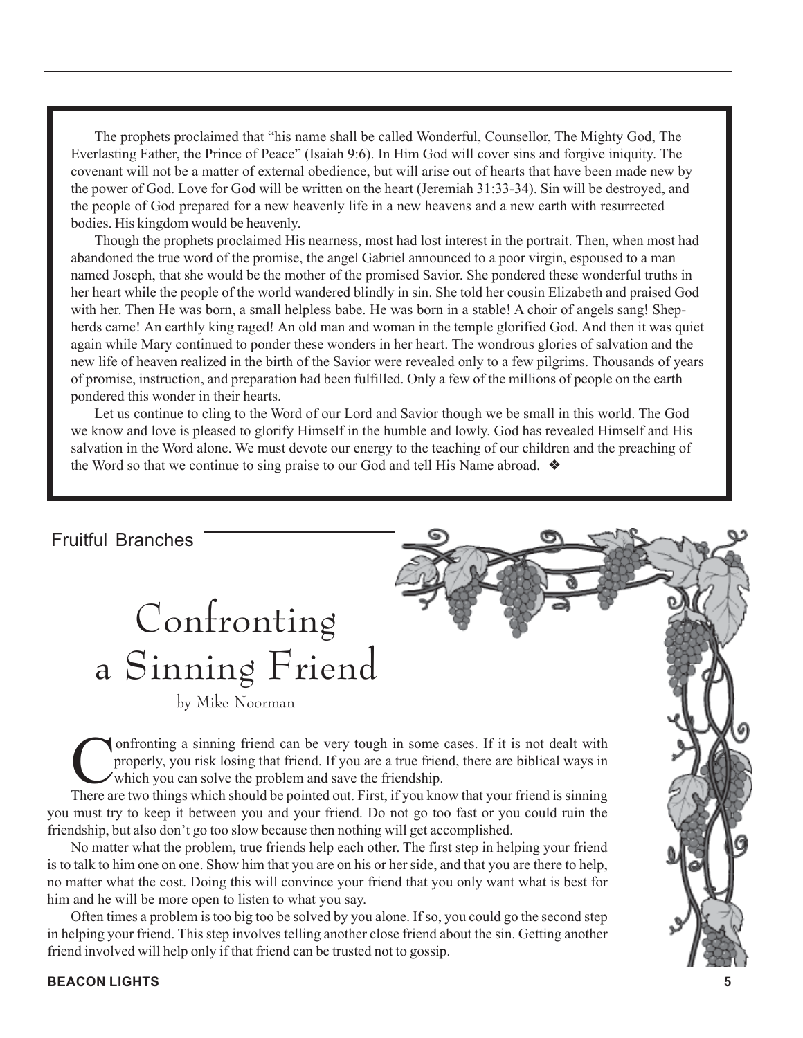The prophets proclaimed that "his name shall be called Wonderful, Counsellor, The Mighty God, The Everlasting Father, the Prince of Peace" (Isaiah 9:6). In Him God will cover sins and forgive iniquity. The covenant will not be a matter of external obedience, but will arise out of hearts that have been made new by the power of God. Love for God will be written on the heart (Jeremiah 31:33-34). Sin will be destroyed, and the people of God prepared for a new heavenly life in a new heavens and a new earth with resurrected bodies. His kingdom would be heavenly.

Though the prophets proclaimed His nearness, most had lost interest in the portrait. Then, when most had abandoned the true word of the promise, the angel Gabriel announced to a poor virgin, espoused to a man named Joseph, that she would be the mother of the promised Savior. She pondered these wonderful truths in her heart while the people of the world wandered blindly in sin. She told her cousin Elizabeth and praised God with her. Then He was born, a small helpless babe. He was born in a stable! A choir of angels sang! Shepherds came! An earthly king raged! An old man and woman in the temple glorified God. And then it was quiet again while Mary continued to ponder these wonders in her heart. The wondrous glories of salvation and the new life of heaven realized in the birth of the Savior were revealed only to a few pilgrims. Thousands of years of promise, instruction, and preparation had been fulfilled. Only a few of the millions of people on the earth pondered this wonder in their hearts.

Let us continue to cling to the Word of our Lord and Savior though we be small in this world. The God we know and love is pleased to glorify Himself in the humble and lowly. God has revealed Himself and His salvation in the Word alone. We must devote our energy to the teaching of our children and the preaching of the Word so that we continue to sing praise to our God and tell His Name abroad. ❖

Fruitful Branches

# Confronting a Sinning Friend

by Mike Noorman

Confronting a sinning friend can be very tough in some cases. If it is not dealt with properly, you risk losing that friend. If you are a true friend, there are biblical ways in which you can solve the problem and save the friendship.

There are two things which should be pointed out. First, if you know that your friend is sinning you must try to keep it between you and your friend. Do not go too fast or you could ruin the friendship, but also don't go too slow because then nothing will get accomplished.

No matter what the problem, true friends help each other. The first step in helping your friend is to talk to him one on one. Show him that you are on his or her side, and that you are there to help, no matter what the cost. Doing this will convince your friend that you only want what is best for him and he will be more open to listen to what you say.

Often times a problem is too big too be solved by you alone. If so, you could go the second step in helping your friend. This step involves telling another close friend about the sin. Getting another friend involved will help only if that friend can be trusted not to gossip.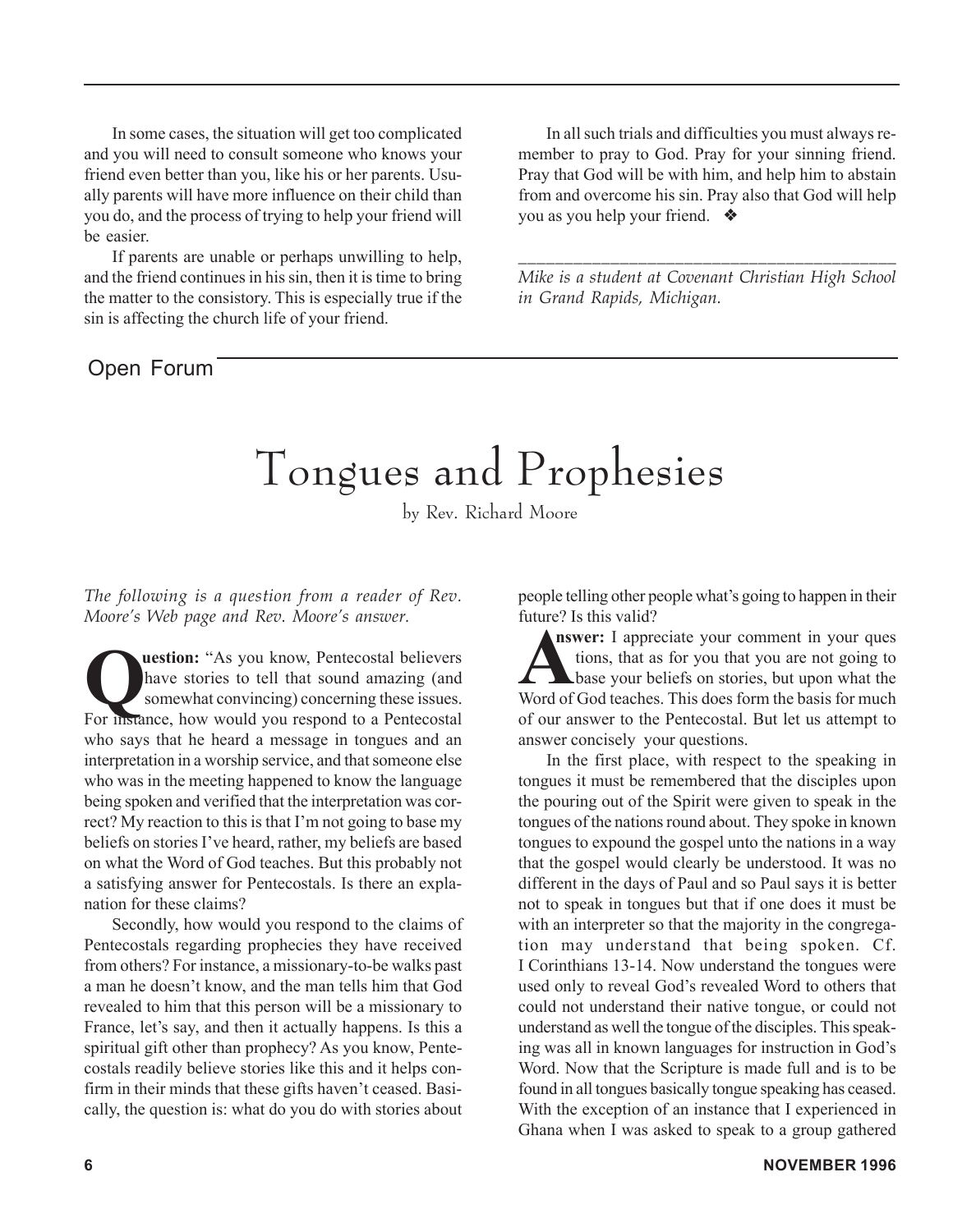In some cases, the situation will get too complicated and you will need to consult someone who knows your friend even better than you, like his or her parents. Usually parents will have more influence on their child than you do, and the process of trying to help your friend will be easier.

If parents are unable or perhaps unwilling to help, and the friend continues in his sin, then it is time to bring the matter to the consistory. This is especially true if the sin is affecting the church life of your friend.

In all such trials and difficulties you must always remember to pray to God. Pray for your sinning friend. Pray that God will be with him, and help him to abstain from and overcome his sin. Pray also that God will help you as you help your friend. ❖

---

*Mike is a student at Covenant Christian High School in Grand Rapids, Michigan.*

Open Forum

# Tongues and Prophesies

by Rev. Richard Moore

*The following is a question from a reader of Rev. Moore's Web page and Rev. Moore's answer.*

**Question:** "As you know, Pentecostal believers have stories to tell that sound amazing (and somewhat convincing) concerning these issues. For instance, how would you respond to a Pentecostal who says that he heard a message in tongues and an interpretation in a worship service, and that someone else who was in the meeting happened to know the language being spoken and verified that the interpretation was correct? My reaction to this is that I'm not going to base my beliefs on stories I've heard, rather, my beliefs are based on what the Word of God teaches. But this probably not a satisfying answer for Pentecostals. Is there an explanation for these claims?

Secondly, how would you respond to the claims of Pentecostals regarding prophecies they have received from others? For instance, a missionary-to-be walks past a man he doesn't know, and the man tells him that God revealed to him that this person will be a missionary to France, let's say, and then it actually happens. Is this a spiritual gift other than prophecy? As you know, Pentecostals readily believe stories like this and it helps confirm in their minds that these gifts haven't ceased. Basically, the question is: what do you do with stories about people telling other people what's going to happen in their future? Is this valid?

**Answer:** I appreciate your comment in your questions, that as for you that you are not going to base your beliefs on stories, but upon what the Word of God teaches. This does form the basis for much of our answer to the Pentecostal. But let us attempt to answer concisely your questions.

In the first place, with respect to the speaking in tongues it must be remembered that the disciples upon the pouring out of the Spirit were given to speak in the tongues of the nations round about. They spoke in known tongues to expound the gospel unto the nations in a way that the gospel would clearly be understood. It was no different in the days of Paul and so Paul says it is better not to speak in tongues but that if one does it must be with an interpreter so that the majority in the congregation may understand that being spoken. Cf. I Corinthians 13-14. Now understand the tongues were used only to reveal God's revealed Word to others that could not understand their native tongue, or could not understand as well the tongue of the disciples. This speaking was all in known languages for instruction in God's Word. Now that the Scripture is made full and is to be found in all tongues basically tongue speaking has ceased. With the exception of an instance that I experienced in Ghana when I was asked to speak to a group gathered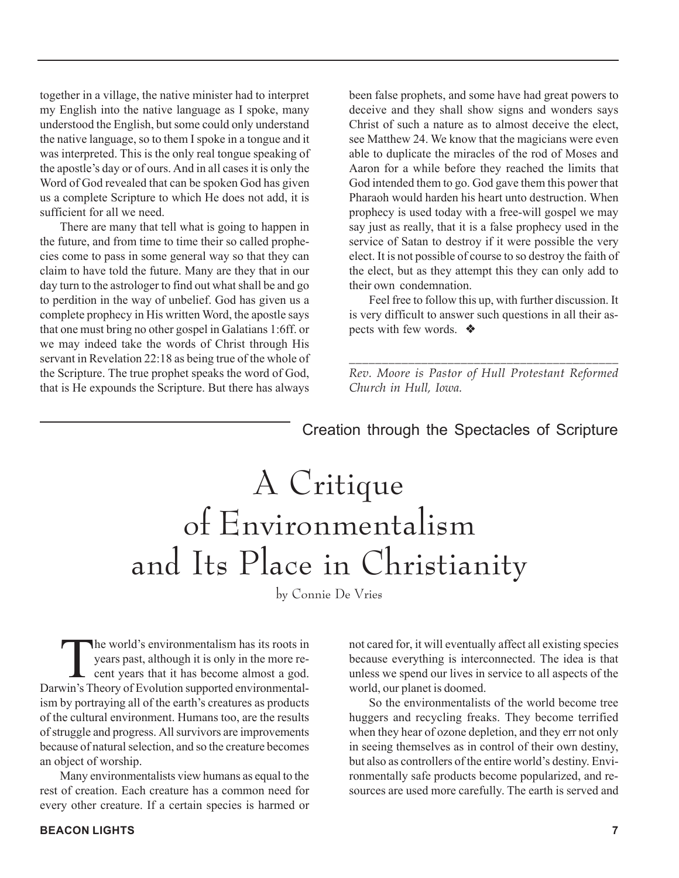together in a village, the native minister had to interpret my English into the native language as I spoke, many understood the English, but some could only understand the native language, so to them I spoke in a tongue and it was interpreted. This is the only real tongue speaking of the apostle's day or of ours. And in all cases it is only the Word of God revealed that can be spoken God has given us a complete Scripture to which He does not add, it is sufficient for all we need.

There are many that tell what is going to happen in the future, and from time to time their so called prophecies come to pass in some general way so that they can claim to have told the future. Many are they that in our day turn to the astrologer to find out what shall be and go to perdition in the way of unbelief. God has given us a complete prophecy in His written Word, the apostle says that one must bring no other gospel in Galatians 1:6ff. or we may indeed take the words of Christ through His servant in Revelation 22:18 as being true of the whole of the Scripture. The true prophet speaks the word of God, that is He expounds the Scripture. But there has always been false prophets, and some have had great powers to deceive and they shall show signs and wonders says Christ of such a nature as to almost deceive the elect, see Matthew 24. We know that the magicians were even able to duplicate the miracles of the rod of Moses and Aaron for a while before they reached the limits that God intended them to go. God gave them this power that Pharaoh would harden his heart unto destruction. When prophecy is used today with a free-will gospel we may say just as really, that it is a false prophecy used in the service of Satan to destroy if it were possible the very elect. It is not possible of course to so destroy the faith of the elect, but as they attempt this they can only add to their own condemnation.

Feel free to follow this up, with further discussion. It is very difficult to answer such questions in all their aspects with few words. ❖

---

*Rev. Moore is Pastor of Hull Protestant Reformed Church in Hull, Iowa.*

Creation through the Spectacles of Scripture

# A Critique of Environmentalism and Its Place in Christianity

by Connie De Vries

The world's environmentalism has its roots in years past, although it is only in the more recent years that it has become almost a god. Darwin's Theory of Evolution supported environmentalism by portraying all of the earth's creatures as products of the cultural environment. Humans too, are the results of struggle and progress. All survivors are improvements because of natural selection, and so the creature becomes an object of worship.

Many environmentalists view humans as equal to the rest of creation. Each creature has a common need for every other creature. If a certain species is harmed or not cared for, it will eventually affect all existing species because everything is interconnected. The idea is that unless we spend our lives in service to all aspects of the world, our planet is doomed.

So the environmentalists of the world become tree huggers and recycling freaks. They become terrified when they hear of ozone depletion, and they err not only in seeing themselves as in control of their own destiny, but also as controllers of the entire world's destiny. Environmentally safe products become popularized, and resources are used more carefully. The earth is served and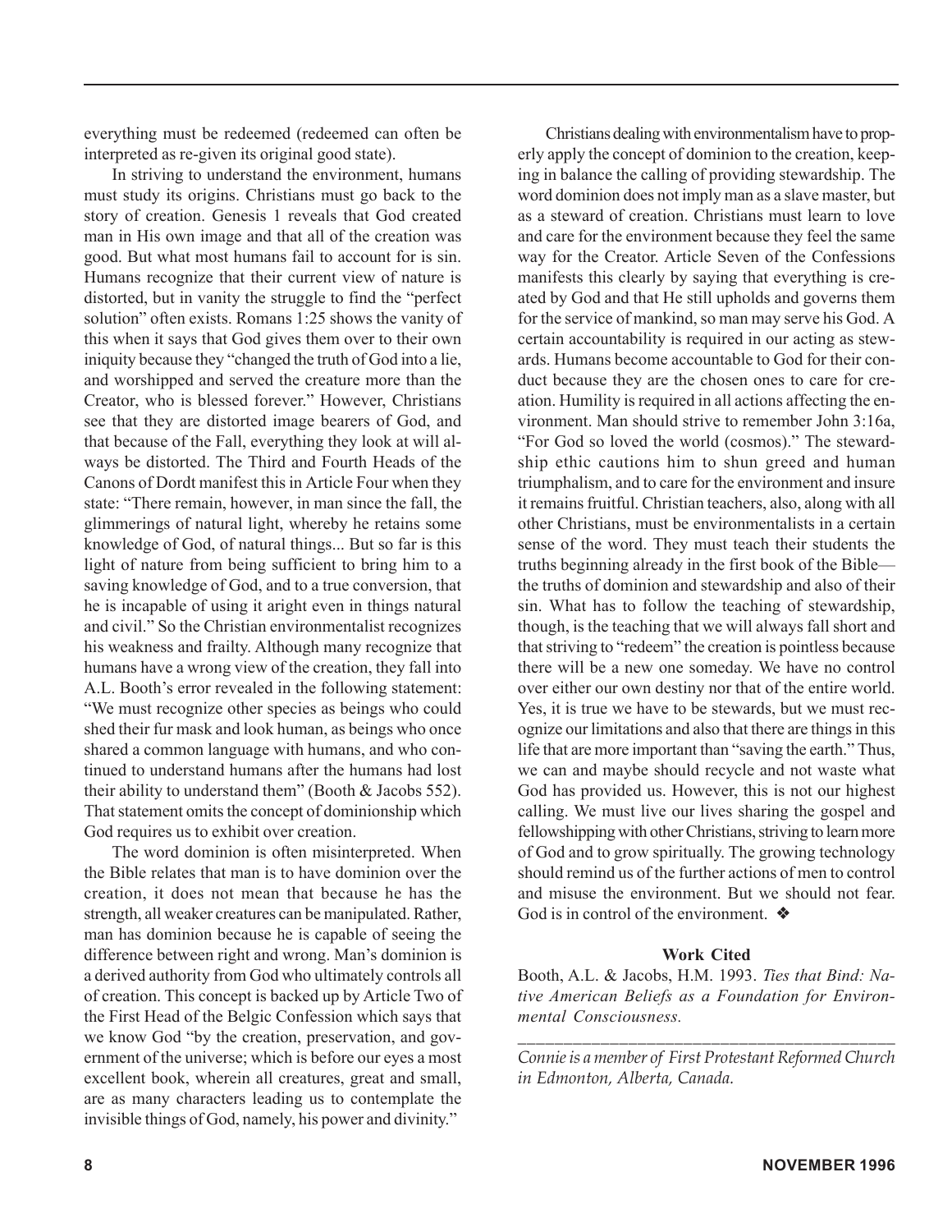everything must be redeemed (redeemed can often be interpreted as re-given its original good state).

In striving to understand the environment, humans must study its origins. Christians must go back to the story of creation. Genesis 1 reveals that God created man in His own image and that all of the creation was good. But what most humans fail to account for is sin. Humans recognize that their current view of nature is distorted, but in vanity the struggle to find the "perfect solution" often exists. Romans 1:25 shows the vanity of this when it says that God gives them over to their own iniquity because they "changed the truth of God into a lie, and worshipped and served the creature more than the Creator, who is blessed forever." However, Christians see that they are distorted image bearers of God, and that because of the Fall, everything they look at will always be distorted. The Third and Fourth Heads of the Canons of Dordt manifest this in Article Four when they state: "There remain, however, in man since the fall, the glimmerings of natural light, whereby he retains some knowledge of God, of natural things... But so far is this light of nature from being sufficient to bring him to a saving knowledge of God, and to a true conversion, that he is incapable of using it aright even in things natural and civil." So the Christian environmentalist recognizes his weakness and frailty. Although many recognize that humans have a wrong view of the creation, they fall into A.L. Booth's error revealed in the following statement: "We must recognize other species as beings who could shed their fur mask and look human, as beings who once shared a common language with humans, and who continued to understand humans after the humans had lost their ability to understand them" (Booth & Jacobs 552). That statement omits the concept of dominionship which God requires us to exhibit over creation.

The word dominion is often misinterpreted. When the Bible relates that man is to have dominion over the creation, it does not mean that because he has the strength, all weaker creatures can be manipulated. Rather, man has dominion because he is capable of seeing the difference between right and wrong. Man's dominion is a derived authority from God who ultimately controls all of creation. This concept is backed up by Article Two of the First Head of the Belgic Confession which says that we know God "by the creation, preservation, and government of the universe; which is before our eyes a most excellent book, wherein all creatures, great and small, are as many characters leading us to contemplate the invisible things of God, namely, his power and divinity."

Christians dealing with environmentalism have to properly apply the concept of dominion to the creation, keeping in balance the calling of providing stewardship. The word dominion does not imply man as a slave master, but as a steward of creation. Christians must learn to love and care for the environment because they feel the same way for the Creator. Article Seven of the Confessions manifests this clearly by saying that everything is created by God and that He still upholds and governs them for the service of mankind, so man may serve his God. A certain accountability is required in our acting as stewards. Humans become accountable to God for their conduct because they are the chosen ones to care for creation. Humility is required in all actions affecting the environment. Man should strive to remember John 3:16a, "For God so loved the world (cosmos)." The stewardship ethic cautions him to shun greed and human triumphalism, and to care for the environment and insure it remains fruitful. Christian teachers, also, along with all other Christians, must be environmentalists in a certain sense of the word. They must teach their students the truths beginning already in the first book of the Bible—the truths of dominion and stewardship and also of their sin. What has to follow the teaching of stewardship, though, is the teaching that we will always fall short and that striving to "redeem" the creation is pointless because there will be a new one someday. We have no control over either our own destiny nor that of the entire world. Yes, it is true we have to be stewards, but we must recognize our limitations and also that there are things in this life that are more important than "saving the earth." Thus, we can and maybe should recycle and not waste what God has provided us. However, this is not our highest calling. We must live our lives sharing the gospel and fellowshipping with other Christians, striving to learn more of God and to grow spiritually. The growing technology should remind us of the further actions of men to control and misuse the environment. But we should not fear. God is in control of the environment. ❖

**Work Cited**

Booth, A.L. & Jacobs, H.M. 1993. *Ties that Bind: Native American Beliefs as a Foundation for Environmental Consciousness.*

---

*Connie is a member of First Protestant Reformed Church in Edmonton, Alberta, Canada.*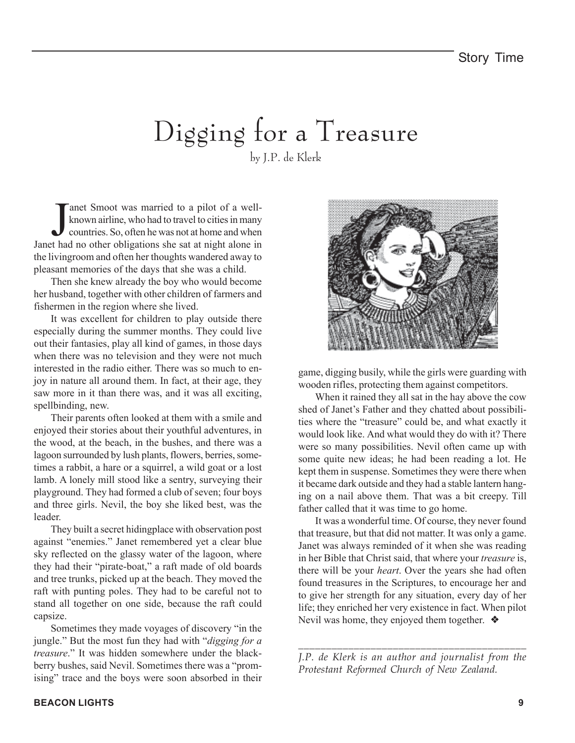# Digging for a Treasure

by J.P. de Klerk

Janet Smoot was married to a pilot of a well-known airline, who had to travel to cities in many countries. So, often he was not at home and when Janet had no other obligations she sat at night alone in the livingroom and often her thoughts wandered away to pleasant memories of the days that she was a child.

Then she knew already the boy who would become her husband, together with other children of farmers and fishermen in the region where she lived.

It was excellent for children to play outside there especially during the summer months. They could live out their fantasies, play all kind of games, in those days when there was no television and they were not much interested in the radio either. There was so much to enjoy in nature all around them. In fact, at their age, they saw more in it than there was, and it was all exciting, spellbinding, new.

Their parents often looked at them with a smile and enjoyed their stories about their youthful adventures, in the wood, at the beach, in the bushes, and there was a lagoon surrounded by lush plants, flowers, berries, sometimes a rabbit, a hare or a squirrel, a wild goat or a lost lamb. A lonely mill stood like a sentry, surveying their playground. They had formed a club of seven; four boys and three girls. Nevil, the boy she liked best, was the leader.

They built a secret hidingplace with observation post against "enemies." Janet remembered yet a clear blue sky reflected on the glassy water of the lagoon, where they had their "pirate-boat," a raft made of old boards and tree trunks, picked up at the beach. They moved the raft with punting poles. They had to be careful not to stand all together on one side, because the raft could capsize.

Sometimes they made voyages of discovery "in the jungle." But the most fun they had with "*digging for a treasure*." It was hidden somewhere under the blackberry bushes, said Nevil. Sometimes there was a "promising" trace and the boys were soon absorbed in their game, digging busily, while the girls were guarding with wooden rifles, protecting them against competitors.

When it rained they all sat in the hay above the cow shed of Janet's Father and they chatted about possibilities where the "treasure" could be, and what exactly it would look like. And what would they do with it? There were so many possibilities. Nevil often came up with some quite new ideas; he had been reading a lot. He kept them in suspense. Sometimes they were there when it became dark outside and they had a stable lantern hanging on a nail above them. That was a bit creepy. Till father called that it was time to go home.

It was a wonderful time. Of course, they never found that treasure, but that did not matter. It was only a game. Janet was always reminded of it when she was reading in her Bible that Christ said, that where your *treasure* is, there will be your *heart*. Over the years she had often found treasures in the Scriptures, to encourage her and to give her strength for any situation, every day of her life; they enriched her very existence in fact. When pilot Nevil was home, they enjoyed them together. ❖

---

*J.P. de Klerk is an author and journalist from the Protestant Reformed Church of New Zealand.*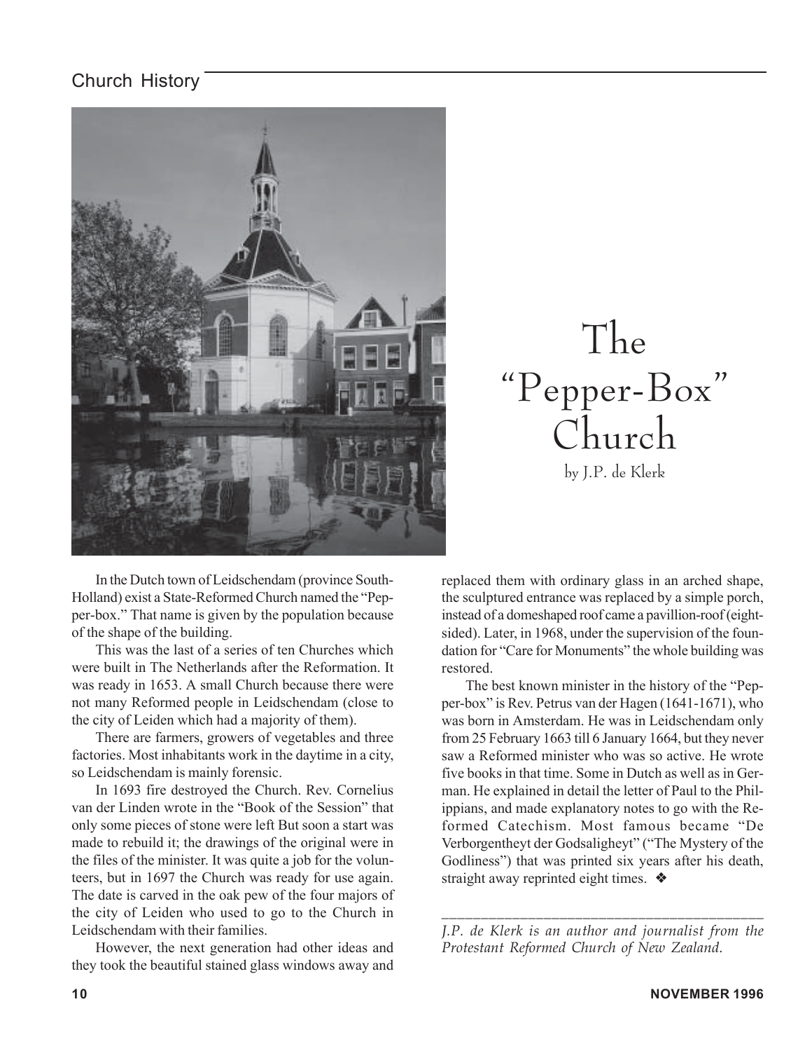# The "Pepper-Box" Church

by J.P. de Klerk

In the Dutch town of Leidschendam (province South-Holland) exist a State-Reformed Church named the "Pepper-box." That name is given by the population because of the shape of the building.

This was the last of a series of ten Churches which were built in The Netherlands after the Reformation. It was ready in 1653. A small Church because there were not many Reformed people in Leidschendam (close to the city of Leiden which had a majority of them).

There are farmers, growers of vegetables and three factories. Most inhabitants work in the daytime in a city, so Leidschendam is mainly forensic.

In 1693 fire destroyed the Church. Rev. Cornelius van der Linden wrote in the "Book of the Session" that only some pieces of stone were left But soon a start was made to rebuild it; the drawings of the original were in the files of the minister. It was quite a job for the volunteers, but in 1697 the Church was ready for use again. The date is carved in the oak pew of the four majors of the city of Leiden who used to go to the Church in Leidschendam with their families.

However, the next generation had other ideas and they took the beautiful stained glass windows away and replaced them with ordinary glass in an arched shape, the sculptured entrance was replaced by a simple porch, instead of a domeshaped roof came a pavillion-roof (eight-sided). Later, in 1968, under the supervision of the foundation for "Care for Monuments" the whole building was restored.

The best known minister in the history of the "Pepper-box" is Rev. Petrus van der Hagen (1641-1671), who was born in Amsterdam. He was in Leidschendam only from 25 February 1663 till 6 January 1664, but they never saw a Reformed minister who was so active. He wrote five books in that time. Some in Dutch as well as in German. He explained in detail the letter of Paul to the Philippians, and made explanatory notes to go with the Reformed Catechism. Most famous became "De Verborgentheyt der Godsaligheyt" ("The Mystery of the Godliness") that was printed six years after his death, straight away reprinted eight times. ❖

---

*J.P. de Klerk is an author and journalist from the Protestant Reformed Church of New Zealand.*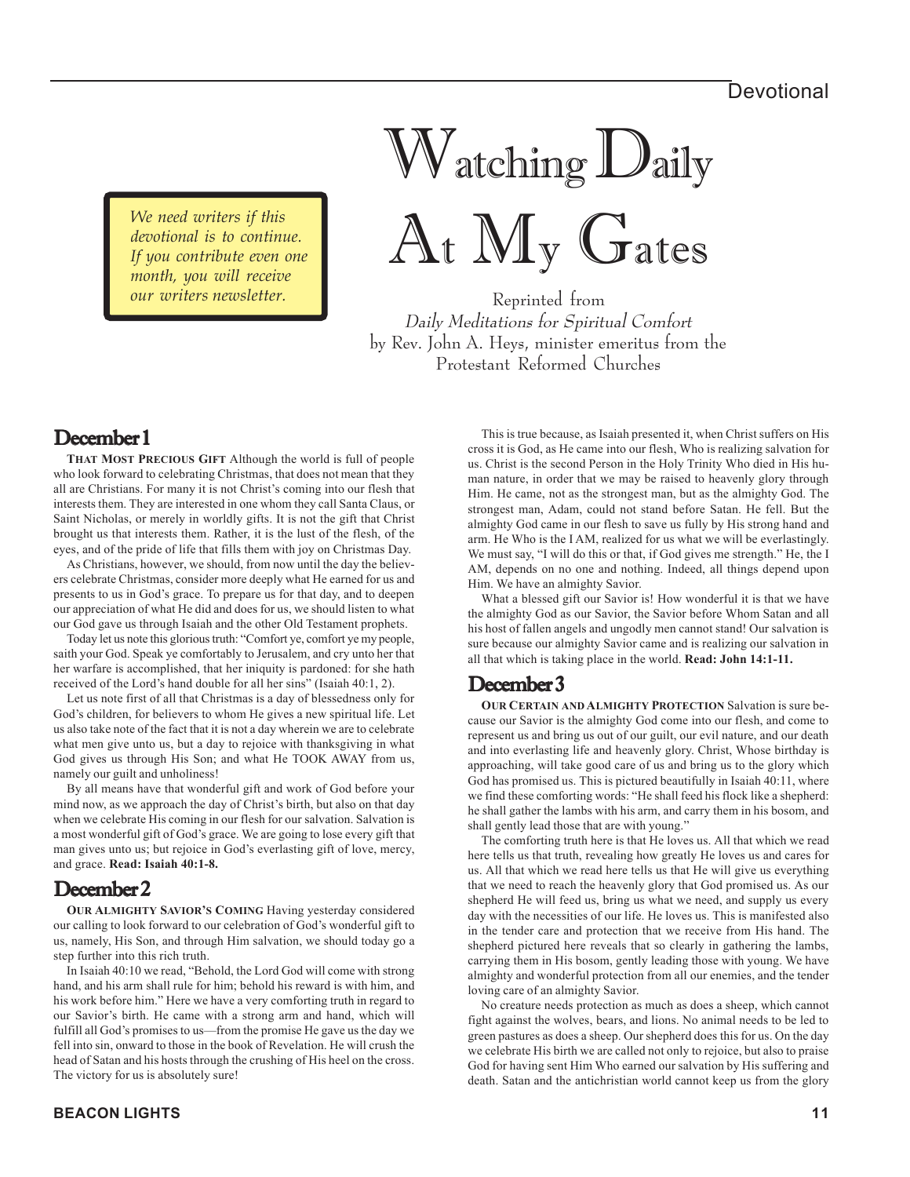# Watching Daily At My Gates

*We need writers if this devotional is to continue. If you contribute even one month, you will receive our writers newsletter.*

Reprinted from
*Daily Meditations for Spiritual Comfort*
by Rev. John A. Heys, minister emeritus from the Protestant Reformed Churches

## December 1

**That Most Precious Gift** Although the world is full of people who look forward to celebrating Christmas, that does not mean that they all are Christians. For many it is not Christ's coming into our flesh that interests them. They are interested in one whom they call Santa Claus, or Saint Nicholas, or merely in worldly gifts. It is not the gift that Christ brought us that interests them. Rather, it is the lust of the flesh, of the eyes, and of the pride of life that fills them with joy on Christmas Day.

As Christians, however, we should, from now until the day the believers celebrate Christmas, consider more deeply what He earned for us and presents to us in God's grace. To prepare us for that day, and to deepen our appreciation of what He did and does for us, we should listen to what our God gave us through Isaiah and the other Old Testament prophets.

Today let us note this glorious truth: "Comfort ye, comfort ye my people, saith your God. Speak ye comfortably to Jerusalem, and cry unto her that her warfare is accomplished, that her iniquity is pardoned: for she hath received of the Lord's hand double for all her sins" (Isaiah 40:1, 2).

Let us note first of all that Christmas is a day of blessedness only for God's children, for believers to whom He gives a new spiritual life. Let us also take note of the fact that it is not a day wherein we are to celebrate what men give unto us, but a day to rejoice with thanksgiving in what God gives us through His Son; and what He TOOK AWAY from us, namely our guilt and unholiness!

By all means have that wonderful gift and work of God before your mind now, as we approach the day of Christ's birth, but also on that day when we celebrate His coming in our flesh for our salvation. Salvation is a most wonderful gift of God's grace. We are going to lose every gift that man gives unto us; but rejoice in God's everlasting gift of love, mercy, and grace. **Read: Isaiah 40:1-8.**

## December 2

**Our Almighty Savior's Coming** Having yesterday considered our calling to look forward to our celebration of God's wonderful gift to us, namely, His Son, and through Him salvation, we should today go a step further into this rich truth.

In Isaiah 40:10 we read, "Behold, the Lord God will come with strong hand, and his arm shall rule for him; behold his reward is with him, and his work before him." Here we have a very comforting truth in regard to our Savior's birth. He came with a strong arm and hand, which will fulfill all God's promises to us—from the promise He gave us the day we fell into sin, onward to those in the book of Revelation. He will crush the head of Satan and his hosts through the crushing of His heel on the cross. The victory for us is absolutely sure!

This is true because, as Isaiah presented it, when Christ suffers on His cross it is God, as He came into our flesh, Who is realizing salvation for us. Christ is the second Person in the Holy Trinity Who died in His human nature, in order that we may be raised to heavenly glory through Him. He came, not as the strongest man, but as the almighty God. The strongest man, Adam, could not stand before Satan. He fell. But the almighty God came in our flesh to save us fully by His strong hand and arm. He Who is the I AM, realized for us what we will be everlastingly. We must say, "I will do this or that, if God gives me strength." He, the I AM, depends on no one and nothing. Indeed, all things depend upon Him. We have an almighty Savior.

What a blessed gift our Savior is! How wonderful it is that we have the almighty God as our Savior, the Savior before Whom Satan and all his host of fallen angels and ungodly men cannot stand! Our salvation is sure because our almighty Savior came and is realizing our salvation in all that which is taking place in the world. **Read: John 14:1-11.**

## December 3

**Our Certain and Almighty Protection** Salvation is sure because our Savior is the almighty God come into our flesh, and come to represent us and bring us out of our guilt, our evil nature, and our death and into everlasting life and heavenly glory. Christ, Whose birthday is approaching, will take good care of us and bring us to the glory which God has promised us. This is pictured beautifully in Isaiah 40:11, where we find these comforting words: "He shall feed his flock like a shepherd: he shall gather the lambs with his arm, and carry them in his bosom, and shall gently lead those that are with young."

The comforting truth here is that He loves us. All that which we read here tells us that truth, revealing how greatly He loves us and cares for us. All that which we read here tells us that He will give us everything that we need to reach the heavenly glory that God promised us. As our shepherd He will feed us, bring us what we need, and supply us every day with the necessities of our life. He loves us. This is manifested also in the tender care and protection that we receive from His hand. The shepherd pictured here reveals that so clearly in gathering the lambs, carrying them in His bosom, gently leading those with young. We have almighty and wonderful protection from all our enemies, and the tender loving care of an almighty Savior.

No creature needs protection as much as does a sheep, which cannot fight against the wolves, bears, and lions. No animal needs to be led to green pastures as does a sheep. Our shepherd does this for us. On the day we celebrate His birth we are called not only to rejoice, but also to praise God for having sent Him Who earned our salvation by His suffering and death. Satan and the antichristian world cannot keep us from the glory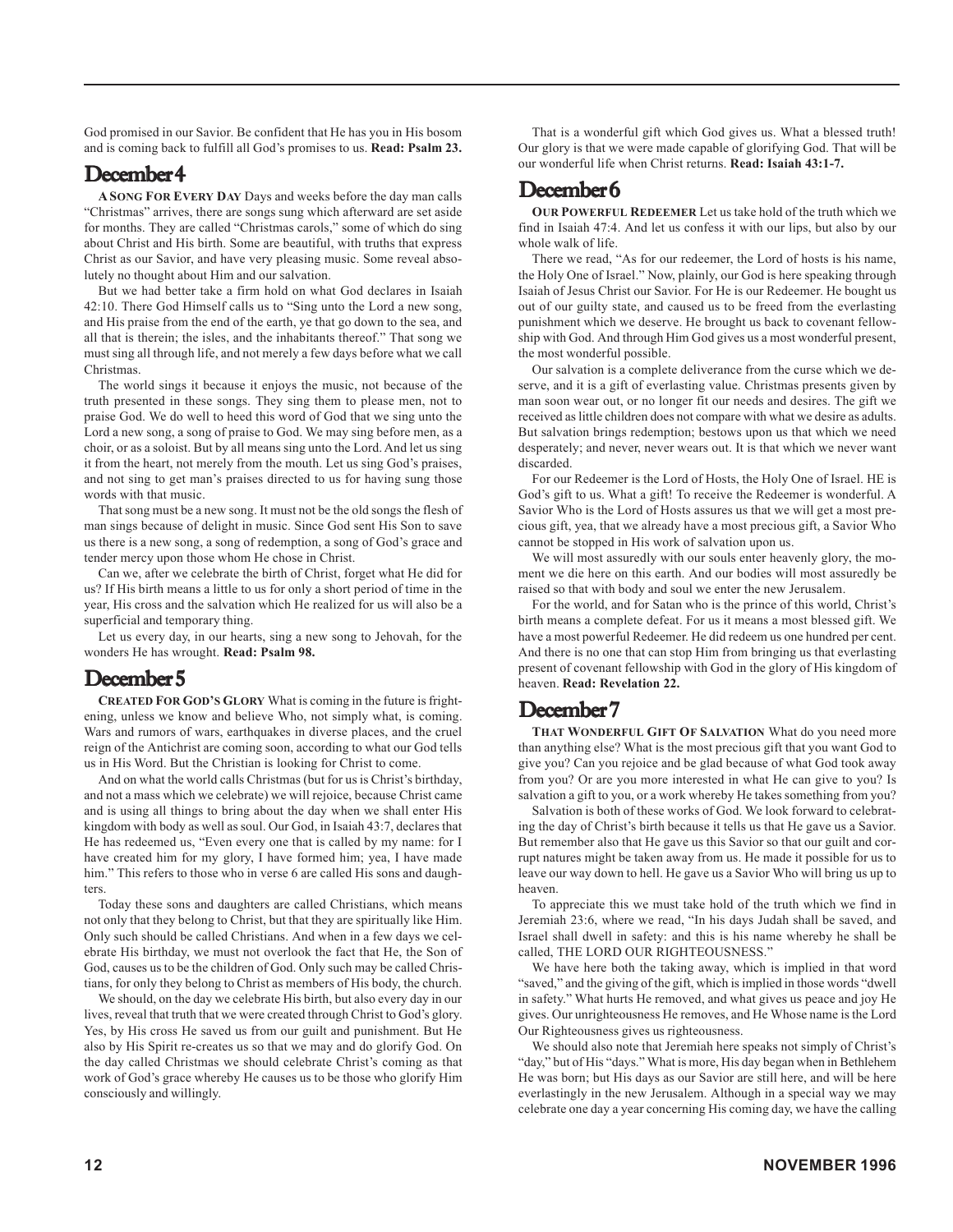God promised in our Savior. Be confident that He has you in His bosom and is coming back to fulfill all God's promises to us. **Read: Psalm 23.**

## December 4

**A SONG FOR EVERY DAY** Days and weeks before the day man calls "Christmas" arrives, there are songs sung which afterward are set aside for months. They are called "Christmas carols," some of which do sing about Christ and His birth. Some are beautiful, with truths that express Christ as our Savior, and have very pleasing music. Some reveal absolutely no thought about Him and our salvation.

But we had better take a firm hold on what God declares in Isaiah 42:10. There God Himself calls us to "Sing unto the Lord a new song, and His praise from the end of the earth, ye that go down to the sea, and all that is therein; the isles, and the inhabitants thereof." That song we must sing all through life, and not merely a few days before what we call Christmas.

The world sings it because it enjoys the music, not because of the truth presented in these songs. They sing them to please men, not to praise God. We do well to heed this word of God that we sing unto the Lord a new song, a song of praise to God. We may sing before men, as a choir, or as a soloist. But by all means sing unto the Lord. And let us sing it from the heart, not merely from the mouth. Let us sing God's praises, and not sing to get man's praises directed to us for having sung those words with that music.

That song must be a new song. It must not be the old songs the flesh of man sings because of delight in music. Since God sent His Son to save us there is a new song, a song of redemption, a song of God's grace and tender mercy upon those whom He chose in Christ.

Can we, after we celebrate the birth of Christ, forget what He did for us? If His birth means a little to us for only a short period of time in the year, His cross and the salvation which He realized for us will also be a superficial and temporary thing.

Let us every day, in our hearts, sing a new song to Jehovah, for the wonders He has wrought. **Read: Psalm 98.**

## December 5

**CREATED FOR GOD'S GLORY** What is coming in the future is frightening, unless we know and believe Who, not simply what, is coming. Wars and rumors of wars, earthquakes in diverse places, and the cruel reign of the Antichrist are coming soon, according to what our God tells us in His Word. But the Christian is looking for Christ to come.

And on what the world calls Christmas (but for us is Christ's birthday, and not a mass which we celebrate) we will rejoice, because Christ came and is using all things to bring about the day when we shall enter His kingdom with body as well as soul. Our God, in Isaiah 43:7, declares that He has redeemed us, "Even every one that is called by my name: for I have created him for my glory, I have formed him; yea, I have made him." This refers to those who in verse 6 are called His sons and daughters.

Today these sons and daughters are called Christians, which means not only that they belong to Christ, but that they are spiritually like Him. Only such should be called Christians. And when in a few days we celebrate His birthday, we must not overlook the fact that He, the Son of God, causes us to be the children of God. Only such may be called Christians, for only they belong to Christ as members of His body, the church.

We should, on the day we celebrate His birth, but also every day in our lives, reveal that truth that we were created through Christ to God's glory. Yes, by His cross He saved us from our guilt and punishment. But He also by His Spirit re-creates us so that we may and do glorify God. On the day called Christmas we should celebrate Christ's coming as that work of God's grace whereby He causes us to be those who glorify Him consciously and willingly.

That is a wonderful gift which God gives us. What a blessed truth! Our glory is that we were made capable of glorifying God. That will be our wonderful life when Christ returns. **Read: Isaiah 43:1-7.**

## December 6

**OUR POWERFUL REDEEMER** Let us take hold of the truth which we find in Isaiah 47:4. And let us confess it with our lips, but also by our whole walk of life.

There we read, "As for our redeemer, the Lord of hosts is his name, the Holy One of Israel." Now, plainly, our God is here speaking through Isaiah of Jesus Christ our Savior. For He is our Redeemer. He bought us out of our guilty state, and caused us to be freed from the everlasting punishment which we deserve. He brought us back to covenant fellowship with God. And through Him God gives us a most wonderful present, the most wonderful possible.

Our salvation is a complete deliverance from the curse which we deserve, and it is a gift of everlasting value. Christmas presents given by man soon wear out, or no longer fit our needs and desires. The gift we received as little children does not compare with what we desire as adults. But salvation brings redemption; bestows upon us that which we need desperately; and never, never wears out. It is that which we never want discarded.

For our Redeemer is the Lord of Hosts, the Holy One of Israel. HE is God's gift to us. What a gift! To receive the Redeemer is wonderful. A Savior Who is the Lord of Hosts assures us that we will get a most precious gift, yea, that we already have a most precious gift, a Savior Who cannot be stopped in His work of salvation upon us.

We will most assuredly with our souls enter heavenly glory, the moment we die here on this earth. And our bodies will most assuredly be raised so that with body and soul we enter the new Jerusalem.

For the world, and for Satan who is the prince of this world, Christ's birth means a complete defeat. For us it means a most blessed gift. We have a most powerful Redeemer. He did redeem us one hundred per cent. And there is no one that can stop Him from bringing us that everlasting present of covenant fellowship with God in the glory of His kingdom of heaven. **Read: Revelation 22.**

## December 7

**THAT WONDERFUL GIFT OF SALVATION** What do you need more than anything else? What is the most precious gift that you want God to give you? Can you rejoice and be glad because of what God took away from you? Or are you more interested in what He can give to you? Is salvation a gift to you, or a work whereby He takes something from you?

Salvation is both of these works of God. We look forward to celebrating the day of Christ's birth because it tells us that He gave us a Savior. But remember also that He gave us this Savior so that our guilt and corrupt natures might be taken away from us. He made it possible for us to leave our way down to hell. He gave us a Savior Who will bring us up to heaven.

To appreciate this we must take hold of the truth which we find in Jeremiah 23:6, where we read, "In his days Judah shall be saved, and Israel shall dwell in safety: and this is his name whereby he shall be called, THE LORD OUR RIGHTEOUSNESS."

We have here both the taking away, which is implied in that word "saved," and the giving of the gift, which is implied in those words "dwell in safety." What hurts He removed, and what gives us peace and joy He gives. Our unrighteousness He removes, and He Whose name is the Lord Our Righteousness gives us righteousness.

We should also note that Jeremiah here speaks not simply of Christ's "day," but of His "days." What is more, His day began when in Bethlehem He was born; but His days as our Savior are still here, and will be here everlastingly in the new Jerusalem. Although in a special way we may celebrate one day a year concerning His coming day, we have the calling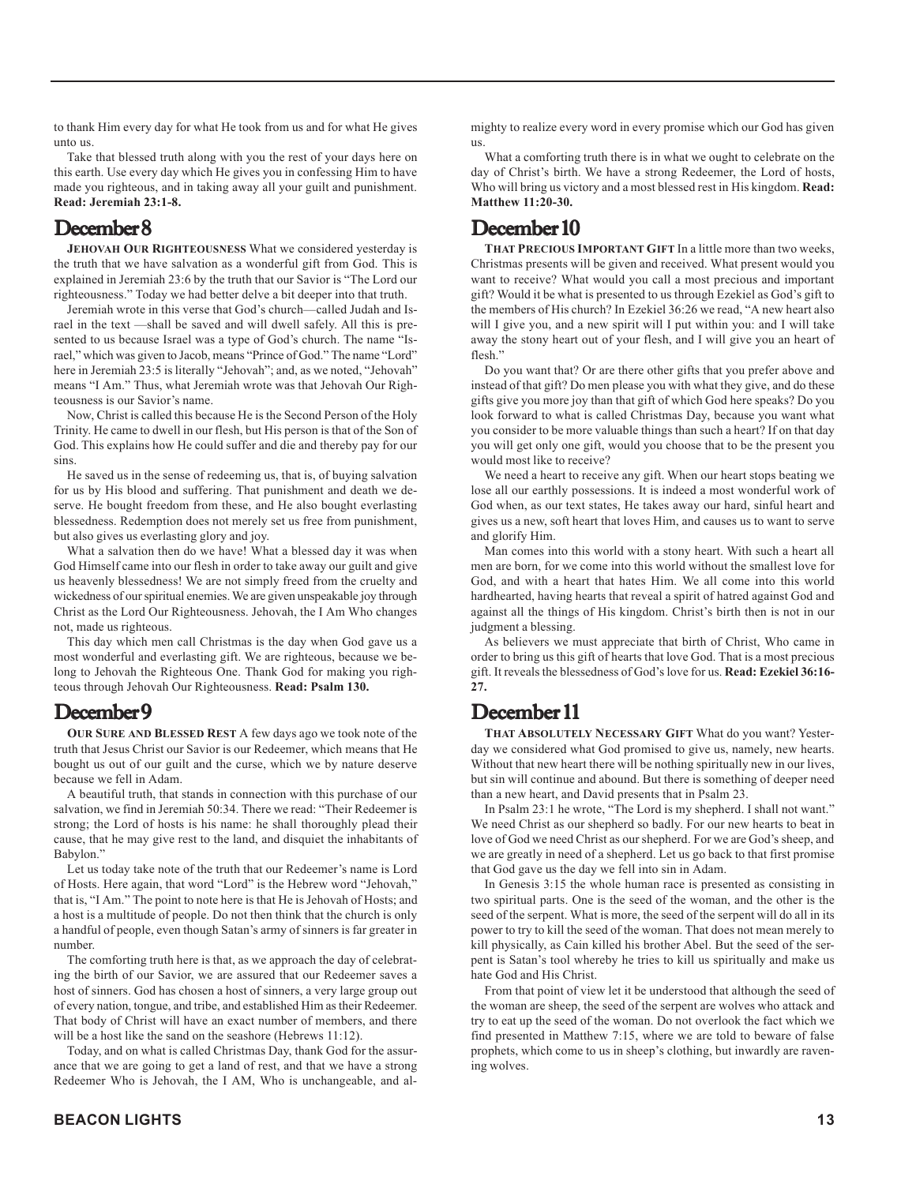to thank Him every day for what He took from us and for what He gives unto us.

Take that blessed truth along with you the rest of your days here on this earth. Use every day which He gives you in confessing Him to have made you righteous, and in taking away all your guilt and punishment. **Read: Jeremiah 23:1-8.**

## December 8

**Jehovah Our Righteousness** What we considered yesterday is the truth that we have salvation as a wonderful gift from God. This is explained in Jeremiah 23:6 by the truth that our Savior is "The Lord our righteousness." Today we had better delve a bit deeper into that truth.

Jeremiah wrote in this verse that God's church—called Judah and Israel in the text —shall be saved and will dwell safely. All this is presented to us because Israel was a type of God's church. The name "Israel," which was given to Jacob, means "Prince of God." The name "Lord" here in Jeremiah 23:5 is literally "Jehovah"; and, as we noted, "Jehovah" means "I Am." Thus, what Jeremiah wrote was that Jehovah Our Righteousness is our Savior's name.

Now, Christ is called this because He is the Second Person of the Holy Trinity. He came to dwell in our flesh, but His person is that of the Son of God. This explains how He could suffer and die and thereby pay for our sins.

He saved us in the sense of redeeming us, that is, of buying salvation for us by His blood and suffering. That punishment and death we deserve. He bought freedom from these, and He also bought everlasting blessedness. Redemption does not merely set us free from punishment, but also gives us everlasting glory and joy.

What a salvation then do we have! What a blessed day it was when God Himself came into our flesh in order to take away our guilt and give us heavenly blessedness! We are not simply freed from the cruelty and wickedness of our spiritual enemies. We are given unspeakable joy through Christ as the Lord Our Righteousness. Jehovah, the I Am Who changes not, made us righteous.

This day which men call Christmas is the day when God gave us a most wonderful and everlasting gift. We are righteous, because we belong to Jehovah the Righteous One. Thank God for making you righteous through Jehovah Our Righteousness. **Read: Psalm 130.**

## December 9

**Our Sure and Blessed Rest** A few days ago we took note of the truth that Jesus Christ our Savior is our Redeemer, which means that He bought us out of our guilt and the curse, which we by nature deserve because we fell in Adam.

A beautiful truth, that stands in connection with this purchase of our salvation, we find in Jeremiah 50:34. There we read: "Their Redeemer is strong; the Lord of hosts is his name: he shall thoroughly plead their cause, that he may give rest to the land, and disquiet the inhabitants of Babylon."

Let us today take note of the truth that our Redeemer's name is Lord of Hosts. Here again, that word "Lord" is the Hebrew word "Jehovah," that is, "I Am." The point to note here is that He is Jehovah of Hosts; and a host is a multitude of people. Do not then think that the church is only a handful of people, even though Satan's army of sinners is far greater in number.

The comforting truth here is that, as we approach the day of celebrating the birth of our Savior, we are assured that our Redeemer saves a host of sinners. God has chosen a host of sinners, a very large group out of every nation, tongue, and tribe, and established Him as their Redeemer. That body of Christ will have an exact number of members, and there will be a host like the sand on the seashore (Hebrews 11:12).

Today, and on what is called Christmas Day, thank God for the assurance that we are going to get a land of rest, and that we have a strong Redeemer Who is Jehovah, the I AM, Who is unchangeable, and almighty to realize every word in every promise which our God has given us.

What a comforting truth there is in what we ought to celebrate on the day of Christ's birth. We have a strong Redeemer, the Lord of hosts, Who will bring us victory and a most blessed rest in His kingdom. **Read: Matthew 11:20-30.**

## December 10

**That Precious Important Gift** In a little more than two weeks, Christmas presents will be given and received. What present would you want to receive? What would you call a most precious and important gift? Would it be what is presented to us through Ezekiel as God's gift to the members of His church? In Ezekiel 36:26 we read, "A new heart also will I give you, and a new spirit will I put within you: and I will take away the stony heart out of your flesh, and I will give you an heart of flesh."

Do you want that? Or are there other gifts that you prefer above and instead of that gift? Do men please you with what they give, and do these gifts give you more joy than that gift of which God here speaks? Do you look forward to what is called Christmas Day, because you want what you consider to be more valuable things than such a heart? If on that day you will get only one gift, would you choose that to be the present you would most like to receive?

We need a heart to receive any gift. When our heart stops beating we lose all our earthly possessions. It is indeed a most wonderful work of God when, as our text states, He takes away our hard, sinful heart and gives us a new, soft heart that loves Him, and causes us to want to serve and glorify Him.

Man comes into this world with a stony heart. With such a heart all men are born, for we come into this world without the smallest love for God, and with a heart that hates Him. We all come into this world hardhearted, having hearts that reveal a spirit of hatred against God and against all the things of His kingdom. Christ's birth then is not in our judgment a blessing.

As believers we must appreciate that birth of Christ, Who came in order to bring us this gift of hearts that love God. That is a most precious gift. It reveals the blessedness of God's love for us. **Read: Ezekiel 36:16-27.**

## December 11

**That Absolutely Necessary Gift** What do you want? Yesterday we considered what God promised to give us, namely, new hearts. Without that new heart there will be nothing spiritually new in our lives, but sin will continue and abound. But there is something of deeper need than a new heart, and David presents that in Psalm 23.

In Psalm 23:1 he wrote, "The Lord is my shepherd. I shall not want." We need Christ as our shepherd so badly. For our new hearts to beat in love of God we need Christ as our shepherd. For we are God's sheep, and we are greatly in need of a shepherd. Let us go back to that first promise that God gave us the day we fell into sin in Adam.

In Genesis 3:15 the whole human race is presented as consisting in two spiritual parts. One is the seed of the woman, and the other is the seed of the serpent. What is more, the seed of the serpent will do all in its power to try to kill the seed of the woman. That does not mean merely to kill physically, as Cain killed his brother Abel. But the seed of the serpent is Satan's tool whereby he tries to kill us spiritually and make us hate God and His Christ.

From that point of view let it be understood that although the seed of the woman are sheep, the seed of the serpent are wolves who attack and try to eat up the seed of the woman. Do not overlook the fact which we find presented in Matthew 7:15, where we are told to beware of false prophets, which come to us in sheep's clothing, but inwardly are ravening wolves.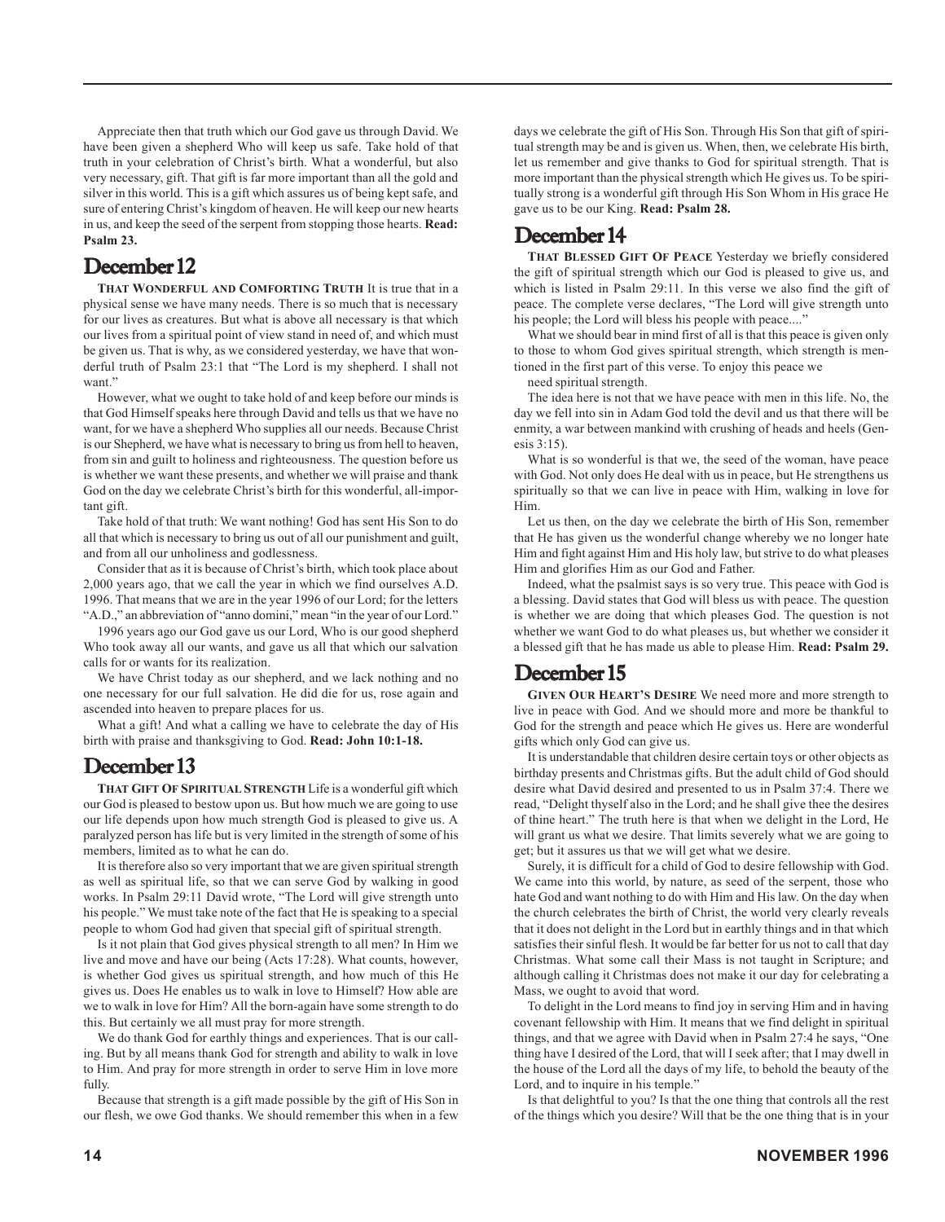Appreciate then that truth which our God gave us through David. We have been given a shepherd Who will keep us safe. Take hold of that truth in your celebration of Christ's birth. What a wonderful, but also very necessary, gift. That gift is far more important than all the gold and silver in this world. This is a gift which assures us of being kept safe, and sure of entering Christ's kingdom of heaven. He will keep our new hearts in us, and keep the seed of the serpent from stopping those hearts. **Read: Psalm 23.**

## December 12

**THAT WONDERFUL AND COMFORTING TRUTH** It is true that in a physical sense we have many needs. There is so much that is necessary for our lives as creatures. But what is above all necessary is that which our lives from a spiritual point of view stand in need of, and which must be given us. That is why, as we considered yesterday, we have that wonderful truth of Psalm 23:1 that "The Lord is my shepherd. I shall not want."

However, what we ought to take hold of and keep before our minds is that God Himself speaks here through David and tells us that we have no want, for we have a shepherd Who supplies all our needs. Because Christ is our Shepherd, we have what is necessary to bring us from hell to heaven, from sin and guilt to holiness and righteousness. The question before us is whether we want these presents, and whether we will praise and thank God on the day we celebrate Christ's birth for this wonderful, all-important gift.

Take hold of that truth: We want nothing! God has sent His Son to do all that which is necessary to bring us out of all our punishment and guilt, and from all our unholiness and godlessness.

Consider that as it is because of Christ's birth, which took place about 2,000 years ago, that we call the year in which we find ourselves A.D. 1996. That means that we are in the year 1996 of our Lord; for the letters "A.D.," an abbreviation of "anno domini," mean "in the year of our Lord."

1996 years ago our God gave us our Lord, Who is our good shepherd Who took away all our wants, and gave us all that which our salvation calls for or wants for its realization.

We have Christ today as our shepherd, and we lack nothing and no one necessary for our full salvation. He did die for us, rose again and ascended into heaven to prepare places for us.

What a gift! And what a calling we have to celebrate the day of His birth with praise and thanksgiving to God. **Read: John 10:1-18.**

## December 13

**THAT GIFT OF SPIRITUAL STRENGTH** Life is a wonderful gift which our God is pleased to bestow upon us. But how much we are going to use our life depends upon how much strength God is pleased to give us. A paralyzed person has life but is very limited in the strength of some of his members, limited as to what he can do.

It is therefore also so very important that we are given spiritual strength as well as spiritual life, so that we can serve God by walking in good works. In Psalm 29:11 David wrote, "The Lord will give strength unto his people." We must take note of the fact that He is speaking to a special people to whom God had given that special gift of spiritual strength.

Is it not plain that God gives physical strength to all men? In Him we live and move and have our being (Acts 17:28). What counts, however, is whether God gives us spiritual strength, and how much of this He gives us. Does He enables us to walk in love to Himself? How able are we to walk in love for Him? All the born-again have some strength to do this. But certainly we all must pray for more strength.

We do thank God for earthly things and experiences. That is our calling. But by all means thank God for strength and ability to walk in love to Him. And pray for more strength in order to serve Him in love more fully.

Because that strength is a gift made possible by the gift of His Son in our flesh, we owe God thanks. We should remember this when in a few days we celebrate the gift of His Son. Through His Son that gift of spiritual strength may be and is given us. When, then, we celebrate His birth, let us remember and give thanks to God for spiritual strength. That is more important than the physical strength which He gives us. To be spiritually strong is a wonderful gift through His Son Whom in His grace He gave us to be our King. **Read: Psalm 28.**

## December 14

**THAT BLESSED GIFT OF PEACE** Yesterday we briefly considered the gift of spiritual strength which our God is pleased to give us, and which is listed in Psalm 29:11. In this verse we also find the gift of peace. The complete verse declares, "The Lord will give strength unto his people; the Lord will bless his people with peace...."

What we should bear in mind first of all is that this peace is given only to those to whom God gives spiritual strength, which strength is mentioned in the first part of this verse. To enjoy this peace we need spiritual strength.

The idea here is not that we have peace with men in this life. No, the day we fell into sin in Adam God told the devil and us that there will be enmity, a war between mankind with crushing of heads and heels (Genesis 3:15).

What is so wonderful is that we, the seed of the woman, have peace with God. Not only does He deal with us in peace, but He strengthens us spiritually so that we can live in peace with Him, walking in love for Him.

Let us then, on the day we celebrate the birth of His Son, remember that He has given us the wonderful change whereby we no longer hate Him and fight against Him and His holy law, but strive to do what pleases Him and glorifies Him as our God and Father.

Indeed, what the psalmist says is so very true. This peace with God is a blessing. David states that God will bless us with peace. The question is whether we are doing that which pleases God. The question is not whether we want God to do what pleases us, but whether we consider it a blessed gift that he has made us able to please Him. **Read: Psalm 29.**

## December 15

**GIVEN OUR HEART'S DESIRE** We need more and more strength to live in peace with God. And we should more and more be thankful to God for the strength and peace which He gives us. Here are wonderful gifts which only God can give us.

It is understandable that children desire certain toys or other objects as birthday presents and Christmas gifts. But the adult child of God should desire what David desired and presented to us in Psalm 37:4. There we read, "Delight thyself also in the Lord; and he shall give thee the desires of thine heart." The truth here is that when we delight in the Lord, He will grant us what we desire. That limits severely what we are going to get; but it assures us that we will get what we desire.

Surely, it is difficult for a child of God to desire fellowship with God. We came into this world, by nature, as seed of the serpent, those who hate God and want nothing to do with Him and His law. On the day when the church celebrates the birth of Christ, the world very clearly reveals that it does not delight in the Lord but in earthly things and in that which satisfies their sinful flesh. It would be far better for us not to call that day Christmas. What some call their Mass is not taught in Scripture; and although calling it Christmas does not make it our day for celebrating a Mass, we ought to avoid that word.

To delight in the Lord means to find joy in serving Him and in having covenant fellowship with Him. It means that we find delight in spiritual things, and that we agree with David when in Psalm 27:4 he says, "One thing have I desired of the Lord, that will I seek after; that I may dwell in the house of the Lord all the days of my life, to behold the beauty of the Lord, and to inquire in his temple."

Is that delightful to you? Is that the one thing that controls all the rest of the things which you desire? Will that be the one thing that is in your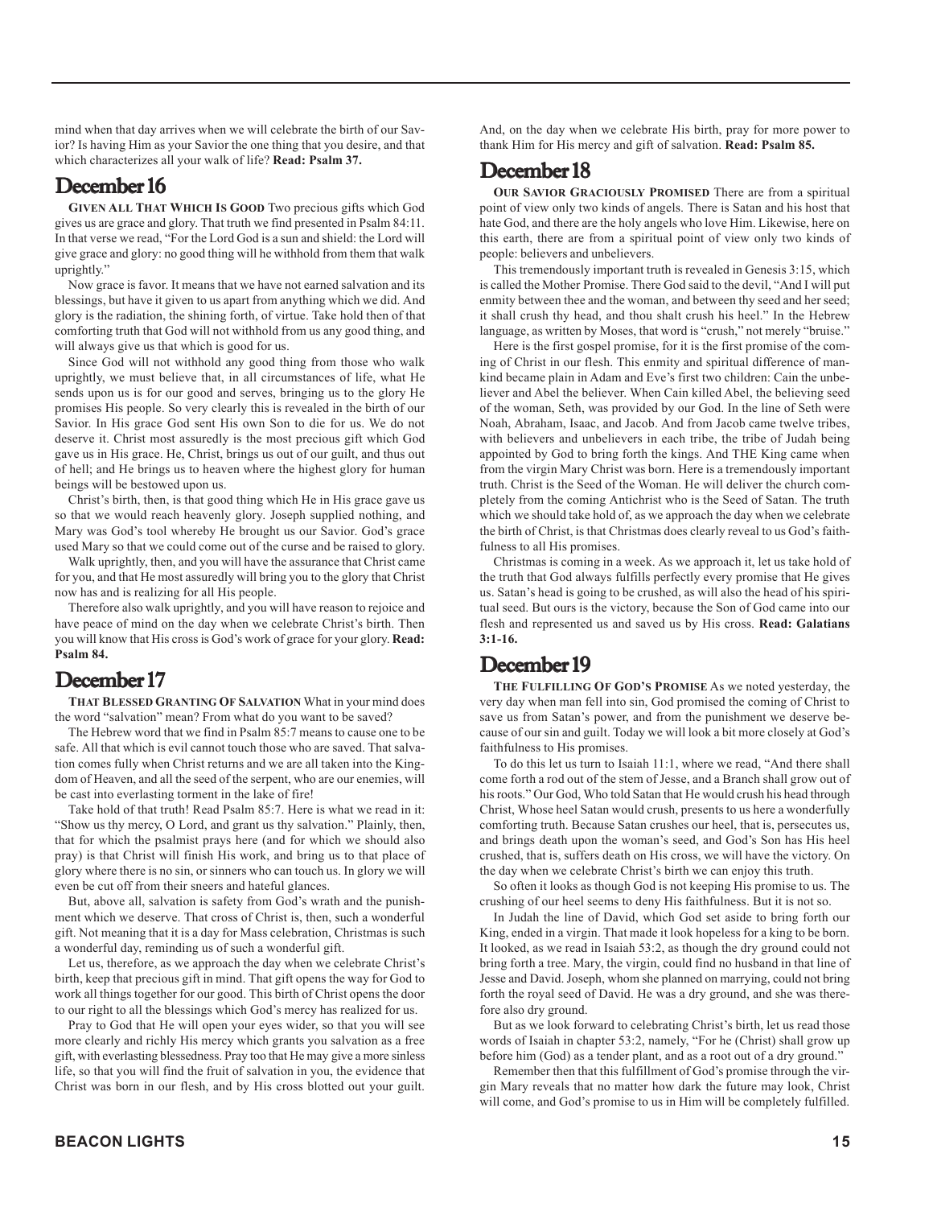mind when that day arrives when we will celebrate the birth of our Savior? Is having Him as your Savior the one thing that you desire, and that which characterizes all your walk of life? **Read: Psalm 37.**

## December 16

**GIVEN ALL THAT WHICH IS GOOD** Two precious gifts which God gives us are grace and glory. That truth we find presented in Psalm 84:11. In that verse we read, "For the Lord God is a sun and shield: the Lord will give grace and glory: no good thing will he withhold from them that walk uprightly."

Now grace is favor. It means that we have not earned salvation and its blessings, but have it given to us apart from anything which we did. And glory is the radiation, the shining forth, of virtue. Take hold then of that comforting truth that God will not withhold from us any good thing, and will always give us that which is good for us.

Since God will not withhold any good thing from those who walk uprightly, we must believe that, in all circumstances of life, what He sends upon us is for our good and serves, bringing us to the glory He promises His people. So very clearly this is revealed in the birth of our Savior. In His grace God sent His own Son to die for us. We do not deserve it. Christ most assuredly is the most precious gift which God gave us in His grace. He, Christ, brings us out of our guilt, and thus out of hell; and He brings us to heaven where the highest glory for human beings will be bestowed upon us.

Christ's birth, then, is that good thing which He in His grace gave us so that we would reach heavenly glory. Joseph supplied nothing, and Mary was God's tool whereby He brought us our Savior. God's grace used Mary so that we could come out of the curse and be raised to glory.

Walk uprightly, then, and you will have the assurance that Christ came for you, and that He most assuredly will bring you to the glory that Christ now has and is realizing for all His people.

Therefore also walk uprightly, and you will have reason to rejoice and have peace of mind on the day when we celebrate Christ's birth. Then you will know that His cross is God's work of grace for your glory. **Read: Psalm 84.**

## December 17

**THAT BLESSED GRANTING OF SALVATION** What in your mind does the word "salvation" mean? From what do you want to be saved?

The Hebrew word that we find in Psalm 85:7 means to cause one to be safe. All that which is evil cannot touch those who are saved. That salvation comes fully when Christ returns and we are all taken into the Kingdom of Heaven, and all the seed of the serpent, who are our enemies, will be cast into everlasting torment in the lake of fire!

Take hold of that truth! Read Psalm 85:7. Here is what we read in it: "Show us thy mercy, O Lord, and grant us thy salvation." Plainly, then, that for which the psalmist prays here (and for which we should also pray) is that Christ will finish His work, and bring us to that place of glory where there is no sin, or sinners who can touch us. In glory we will even be cut off from their sneers and hateful glances.

But, above all, salvation is safety from God's wrath and the punishment which we deserve. That cross of Christ is, then, such a wonderful gift. Not meaning that it is a day for Mass celebration, Christmas is such a wonderful day, reminding us of such a wonderful gift.

Let us, therefore, as we approach the day when we celebrate Christ's birth, keep that precious gift in mind. That gift opens the way for God to work all things together for our good. This birth of Christ opens the door to our right to all the blessings which God's mercy has realized for us.

Pray to God that He will open your eyes wider, so that you will see more clearly and richly His mercy which grants you salvation as a free gift, with everlasting blessedness. Pray too that He may give a more sinless life, so that you will find the fruit of salvation in you, the evidence that Christ was born in our flesh, and by His cross blotted out your guilt. And, on the day when we celebrate His birth, pray for more power to thank Him for His mercy and gift of salvation. **Read: Psalm 85.**

## December 18

**OUR SAVIOR GRACIOUSLY PROMISED** There are from a spiritual point of view only two kinds of angels. There is Satan and his host that hate God, and there are the holy angels who love Him. Likewise, here on this earth, there are from a spiritual point of view only two kinds of people: believers and unbelievers.

This tremendously important truth is revealed in Genesis 3:15, which is called the Mother Promise. There God said to the devil, "And I will put enmity between thee and the woman, and between thy seed and her seed; it shall crush thy head, and thou shalt crush his heel." In the Hebrew language, as written by Moses, that word is "crush," not merely "bruise."

Here is the first gospel promise, for it is the first promise of the coming of Christ in our flesh. This enmity and spiritual difference of mankind became plain in Adam and Eve's first two children: Cain the unbeliever and Abel the believer. When Cain killed Abel, the believing seed of the woman, Seth, was provided by our God. In the line of Seth were Noah, Abraham, Isaac, and Jacob. And from Jacob came twelve tribes, with believers and unbelievers in each tribe, the tribe of Judah being appointed by God to bring forth the kings. And THE King came when from the virgin Mary Christ was born. Here is a tremendously important truth. Christ is the Seed of the Woman. He will deliver the church completely from the coming Antichrist who is the Seed of Satan. The truth which we should take hold of, as we approach the day when we celebrate the birth of Christ, is that Christmas does clearly reveal to us God's faithfulness to all His promises.

Christmas is coming in a week. As we approach it, let us take hold of the truth that God always fulfills perfectly every promise that He gives us. Satan's head is going to be crushed, as will also the head of his spiritual seed. But ours is the victory, because the Son of God came into our flesh and represented us and saved us by His cross. **Read: Galatians 3:1-16.**

## December 19

**THE FULFILLING OF GOD'S PROMISE** As we noted yesterday, the very day when man fell into sin, God promised the coming of Christ to save us from Satan's power, and from the punishment we deserve because of our sin and guilt. Today we will look a bit more closely at God's faithfulness to His promises.

To do this let us turn to Isaiah 11:1, where we read, "And there shall come forth a rod out of the stem of Jesse, and a Branch shall grow out of his roots." Our God, Who told Satan that He would crush his head through Christ, Whose heel Satan would crush, presents to us here a wonderfully comforting truth. Because Satan crushes our heel, that is, persecutes us, and brings death upon the woman's seed, and God's Son has His heel crushed, that is, suffers death on His cross, we will have the victory. On the day when we celebrate Christ's birth we can enjoy this truth.

So often it looks as though God is not keeping His promise to us. The crushing of our heel seems to deny His faithfulness. But it is not so.

In Judah the line of David, which God set aside to bring forth our King, ended in a virgin. That made it look hopeless for a king to be born. It looked, as we read in Isaiah 53:2, as though the dry ground could not bring forth a tree. Mary, the virgin, could find no husband in that line of Jesse and David. Joseph, whom she planned on marrying, could not bring forth the royal seed of David. He was a dry ground, and she was therefore also dry ground.

But as we look forward to celebrating Christ's birth, let us read those words of Isaiah in chapter 53:2, namely, "For he (Christ) shall grow up before him (God) as a tender plant, and as a root out of a dry ground."

Remember then that this fulfillment of God's promise through the virgin Mary reveals that no matter how dark the future may look, Christ will come, and God's promise to us in Him will be completely fulfilled.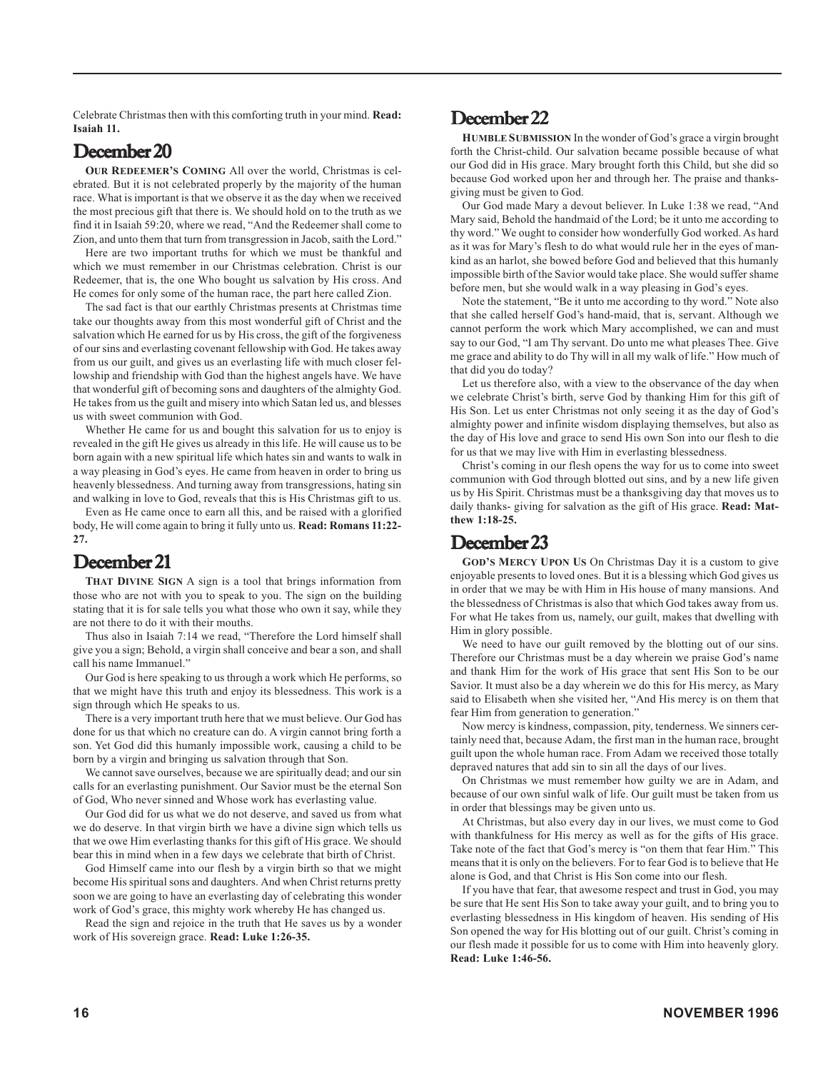Celebrate Christmas then with this comforting truth in your mind. **Read: Isaiah 11.**

## December 20

**OUR REDEEMER'S COMING** All over the world, Christmas is celebrated. But it is not celebrated properly by the majority of the human race. What is important is that we observe it as the day when we received the most precious gift that there is. We should hold on to the truth as we find it in Isaiah 59:20, where we read, "And the Redeemer shall come to Zion, and unto them that turn from transgression in Jacob, saith the Lord."

Here are two important truths for which we must be thankful and which we must remember in our Christmas celebration. Christ is our Redeemer, that is, the one Who bought us salvation by His cross. And He comes for only some of the human race, the part here called Zion.

The sad fact is that our earthly Christmas presents at Christmas time take our thoughts away from this most wonderful gift of Christ and the salvation which He earned for us by His cross, the gift of the forgiveness of our sins and everlasting covenant fellowship with God. He takes away from us our guilt, and gives us an everlasting life with much closer fellowship and friendship with God than the highest angels have. We have that wonderful gift of becoming sons and daughters of the almighty God. He takes from us the guilt and misery into which Satan led us, and blesses us with sweet communion with God.

Whether He came for us and bought this salvation for us to enjoy is revealed in the gift He gives us already in this life. He will cause us to be born again with a new spiritual life which hates sin and wants to walk in a way pleasing in God's eyes. He came from heaven in order to bring us heavenly blessedness. And turning away from transgressions, hating sin and walking in love to God, reveals that this is His Christmas gift to us.

Even as He came once to earn all this, and be raised with a glorified body, He will come again to bring it fully unto us. **Read: Romans 11:22-27.**

## December 21

**THAT DIVINE SIGN** A sign is a tool that brings information from those who are not with you to speak to you. The sign on the building stating that it is for sale tells you what those who own it say, while they are not there to do it with their mouths.

Thus also in Isaiah 7:14 we read, "Therefore the Lord himself shall give you a sign; Behold, a virgin shall conceive and bear a son, and shall call his name Immanuel."

Our God is here speaking to us through a work which He performs, so that we might have this truth and enjoy its blessedness. This work is a sign through which He speaks to us.

There is a very important truth here that we must believe. Our God has done for us that which no creature can do. A virgin cannot bring forth a son. Yet God did this humanly impossible work, causing a child to be born by a virgin and bringing us salvation through that Son.

We cannot save ourselves, because we are spiritually dead; and our sin calls for an everlasting punishment. Our Savior must be the eternal Son of God, Who never sinned and Whose work has everlasting value.

Our God did for us what we do not deserve, and saved us from what we do deserve. In that virgin birth we have a divine sign which tells us that we owe Him everlasting thanks for this gift of His grace. We should bear this in mind when in a few days we celebrate that birth of Christ.

God Himself came into our flesh by a virgin birth so that we might become His spiritual sons and daughters. And when Christ returns pretty soon we are going to have an everlasting day of celebrating this wonder work of God's grace, this mighty work whereby He has changed us.

Read the sign and rejoice in the truth that He saves us by a wonder work of His sovereign grace. **Read: Luke 1:26-35.**

## December 22

**HUMBLE SUBMISSION** In the wonder of God's grace a virgin brought forth the Christ-child. Our salvation became possible because of what our God did in His grace. Mary brought forth this Child, but she did so because God worked upon her and through her. The praise and thanksgiving must be given to God.

Our God made Mary a devout believer. In Luke 1:38 we read, "And Mary said, Behold the handmaid of the Lord; be it unto me according to thy word." We ought to consider how wonderfully God worked. As hard as it was for Mary's flesh to do what would rule her in the eyes of mankind as an harlot, she bowed before God and believed that this humanly impossible birth of the Savior would take place. She would suffer shame before men, but she would walk in a way pleasing in God's eyes.

Note the statement, "Be it unto me according to thy word." Note also that she called herself God's hand-maid, that is, servant. Although we cannot perform the work which Mary accomplished, we can and must say to our God, "I am Thy servant. Do unto me what pleases Thee. Give me grace and ability to do Thy will in all my walk of life." How much of that did you do today?

Let us therefore also, with a view to the observance of the day when we celebrate Christ's birth, serve God by thanking Him for this gift of His Son. Let us enter Christmas not only seeing it as the day of God's almighty power and infinite wisdom displaying themselves, but also as the day of His love and grace to send His own Son into our flesh to die for us that we may live with Him in everlasting blessedness.

Christ's coming in our flesh opens the way for us to come into sweet communion with God through blotted out sins, and by a new life given us by His Spirit. Christmas must be a thanksgiving day that moves us to daily thanks- giving for salvation as the gift of His grace. **Read: Matthew 1:18-25.**

## December 23

**GOD'S MERCY UPON US** On Christmas Day it is a custom to give enjoyable presents to loved ones. But it is a blessing which God gives us in order that we may be with Him in His house of many mansions. And the blessedness of Christmas is also that which God takes away from us. For what He takes from us, namely, our guilt, makes that dwelling with Him in glory possible.

We need to have our guilt removed by the blotting out of our sins. Therefore our Christmas must be a day wherein we praise God's name and thank Him for the work of His grace that sent His Son to be our Savior. It must also be a day wherein we do this for His mercy, as Mary said to Elisabeth when she visited her, "And His mercy is on them that fear Him from generation to generation."

Now mercy is kindness, compassion, pity, tenderness. We sinners certainly need that, because Adam, the first man in the human race, brought guilt upon the whole human race. From Adam we received those totally depraved natures that add sin to sin all the days of our lives.

On Christmas we must remember how guilty we are in Adam, and because of our own sinful walk of life. Our guilt must be taken from us in order that blessings may be given unto us.

At Christmas, but also every day in our lives, we must come to God with thankfulness for His mercy as well as for the gifts of His grace. Take note of the fact that God's mercy is "on them that fear Him." This means that it is only on the believers. For to fear God is to believe that He alone is God, and that Christ is His Son come into our flesh.

If you have that fear, that awesome respect and trust in God, you may be sure that He sent His Son to take away your guilt, and to bring you to everlasting blessedness in His kingdom of heaven. His sending of His Son opened the way for His blotting out of our guilt. Christ's coming in our flesh made it possible for us to come with Him into heavenly glory. **Read: Luke 1:46-56.**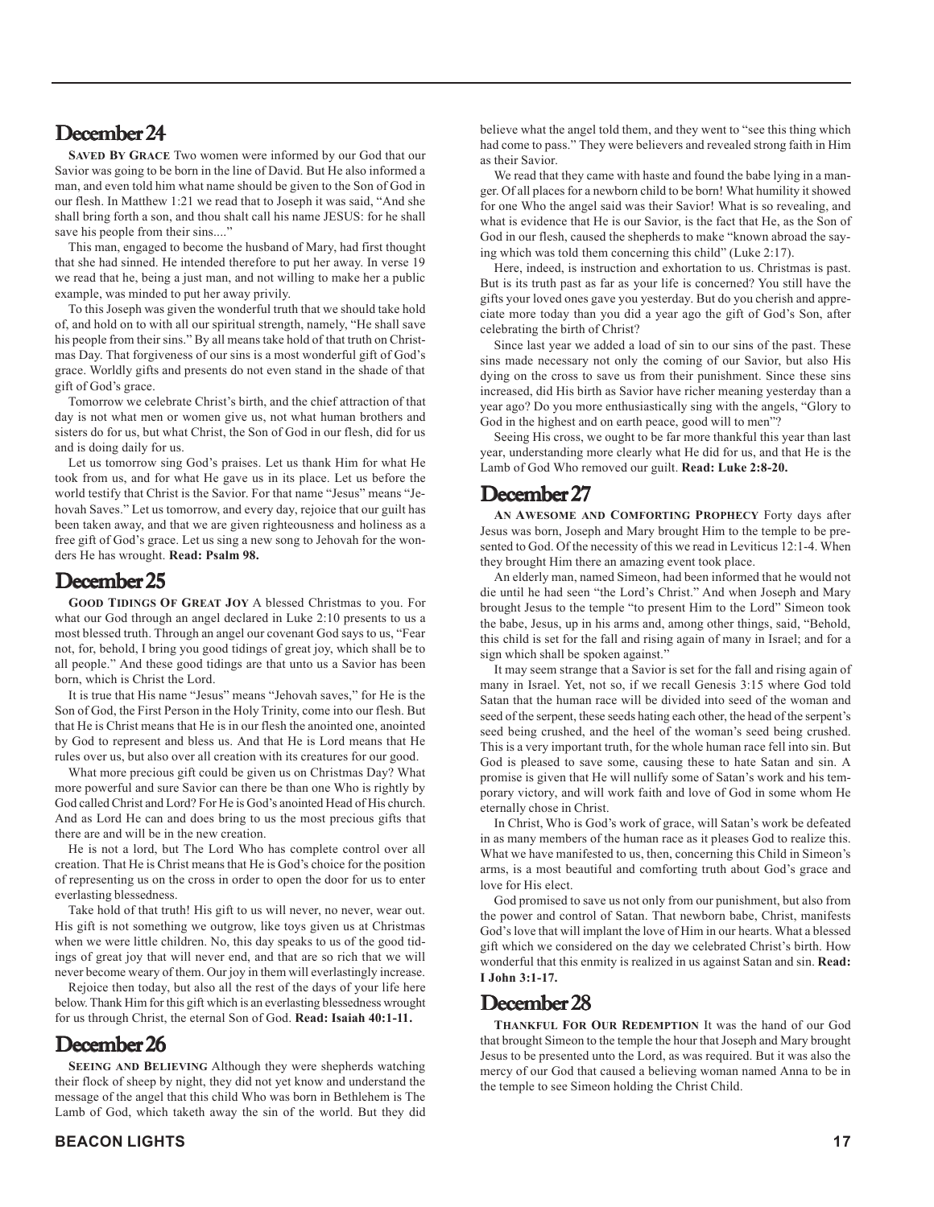## December 24

**Saved By Grace** Two women were informed by our God that our Savior was going to be born in the line of David. But He also informed a man, and even told him what name should be given to the Son of God in our flesh. In Matthew 1:21 we read that to Joseph it was said, "And she shall bring forth a son, and thou shalt call his name JESUS: for he shall save his people from their sins...."

This man, engaged to become the husband of Mary, had first thought that she had sinned. He intended therefore to put her away. In verse 19 we read that he, being a just man, and not willing to make her a public example, was minded to put her away privily.

To this Joseph was given the wonderful truth that we should take hold of, and hold on to with all our spiritual strength, namely, "He shall save his people from their sins." By all means take hold of that truth on Christmas Day. That forgiveness of our sins is a most wonderful gift of God's grace. Worldly gifts and presents do not even stand in the shade of that gift of God's grace.

Tomorrow we celebrate Christ's birth, and the chief attraction of that day is not what men or women give us, not what human brothers and sisters do for us, but what Christ, the Son of God in our flesh, did for us and is doing daily for us.

Let us tomorrow sing God's praises. Let us thank Him for what He took from us, and for what He gave us in its place. Let us before the world testify that Christ is the Savior. For that name "Jesus" means "Jehovah Saves." Let us tomorrow, and every day, rejoice that our guilt has been taken away, and that we are given righteousness and holiness as a free gift of God's grace. Let us sing a new song to Jehovah for the wonders He has wrought. **Read: Psalm 98.**

## December 25

**Good Tidings Of Great Joy** A blessed Christmas to you. For what our God through an angel declared in Luke 2:10 presents to us a most blessed truth. Through an angel our covenant God says to us, "Fear not, for, behold, I bring you good tidings of great joy, which shall be to all people." And these good tidings are that unto us a Savior has been born, which is Christ the Lord.

It is true that His name "Jesus" means "Jehovah saves," for He is the Son of God, the First Person in the Holy Trinity, come into our flesh. But that He is Christ means that He is in our flesh the anointed one, anointed by God to represent and bless us. And that He is Lord means that He rules over us, but also over all creation with its creatures for our good.

What more precious gift could be given us on Christmas Day? What more powerful and sure Savior can there be than one Who is rightly by God called Christ and Lord? For He is God's anointed Head of His church. And as Lord He can and does bring to us the most precious gifts that there are and will be in the new creation.

He is not a lord, but The Lord Who has complete control over all creation. That He is Christ means that He is God's choice for the position of representing us on the cross in order to open the door for us to enter everlasting blessedness.

Take hold of that truth! His gift to us will never, no never, wear out. His gift is not something we outgrow, like toys given us at Christmas when we were little children. No, this day speaks to us of the good tidings of great joy that will never end, and that are so rich that we will never become weary of them. Our joy in them will everlastingly increase.

Rejoice then today, but also all the rest of the days of your life here below. Thank Him for this gift which is an everlasting blessedness wrought for us through Christ, the eternal Son of God. **Read: Isaiah 40:1-11.**

## December 26

**Seeing and Believing** Although they were shepherds watching their flock of sheep by night, they did not yet know and understand the message of the angel that this child Who was born in Bethlehem is The Lamb of God, which taketh away the sin of the world. But they did believe what the angel told them, and they went to "see this thing which had come to pass." They were believers and revealed strong faith in Him as their Savior.

We read that they came with haste and found the babe lying in a manger. Of all places for a newborn child to be born! What humility it showed for one Who the angel said was their Savior! What is so revealing, and what is evidence that He is our Savior, is the fact that He, as the Son of God in our flesh, caused the shepherds to make "known abroad the saying which was told them concerning this child" (Luke 2:17).

Here, indeed, is instruction and exhortation to us. Christmas is past. But is its truth past as far as your life is concerned? You still have the gifts your loved ones gave you yesterday. But do you cherish and appreciate more today than you did a year ago the gift of God's Son, after celebrating the birth of Christ?

Since last year we added a load of sin to our sins of the past. These sins made necessary not only the coming of our Savior, but also His dying on the cross to save us from their punishment. Since these sins increased, did His birth as Savior have richer meaning yesterday than a year ago? Do you more enthusiastically sing with the angels, "Glory to God in the highest and on earth peace, good will to men"?

Seeing His cross, we ought to be far more thankful this year than last year, understanding more clearly what He did for us, and that He is the Lamb of God Who removed our guilt. **Read: Luke 2:8-20.**

## December 27

**An Awesome and Comforting Prophecy** Forty days after Jesus was born, Joseph and Mary brought Him to the temple to be presented to God. Of the necessity of this we read in Leviticus 12:1-4. When they brought Him there an amazing event took place.

An elderly man, named Simeon, had been informed that he would not die until he had seen "the Lord's Christ." And when Joseph and Mary brought Jesus to the temple "to present Him to the Lord" Simeon took the babe, Jesus, up in his arms and, among other things, said, "Behold, this child is set for the fall and rising again of many in Israel; and for a sign which shall be spoken against."

It may seem strange that a Savior is set for the fall and rising again of many in Israel. Yet, not so, if we recall Genesis 3:15 where God told Satan that the human race will be divided into seed of the woman and seed of the serpent, these seeds hating each other, the head of the serpent's seed being crushed, and the heel of the woman's seed being crushed. This is a very important truth, for the whole human race fell into sin. But God is pleased to save some, causing these to hate Satan and sin. A promise is given that He will nullify some of Satan's work and his temporary victory, and will work faith and love of God in some whom He eternally chose in Christ.

In Christ, Who is God's work of grace, will Satan's work be defeated in as many members of the human race as it pleases God to realize this. What we have manifested to us, then, concerning this Child in Simeon's arms, is a most beautiful and comforting truth about God's grace and love for His elect.

God promised to save us not only from our punishment, but also from the power and control of Satan. That newborn babe, Christ, manifests God's love that will implant the love of Him in our hearts. What a blessed gift which we considered on the day we celebrated Christ's birth. How wonderful that this enmity is realized in us against Satan and sin. **Read: I John 3:1-17.**

## December 28

**Thankful For Our Redemption** It was the hand of our God that brought Simeon to the temple the hour that Joseph and Mary brought Jesus to be presented unto the Lord, as was required. But it was also the mercy of our God that caused a believing woman named Anna to be in the temple to see Simeon holding the Christ Child.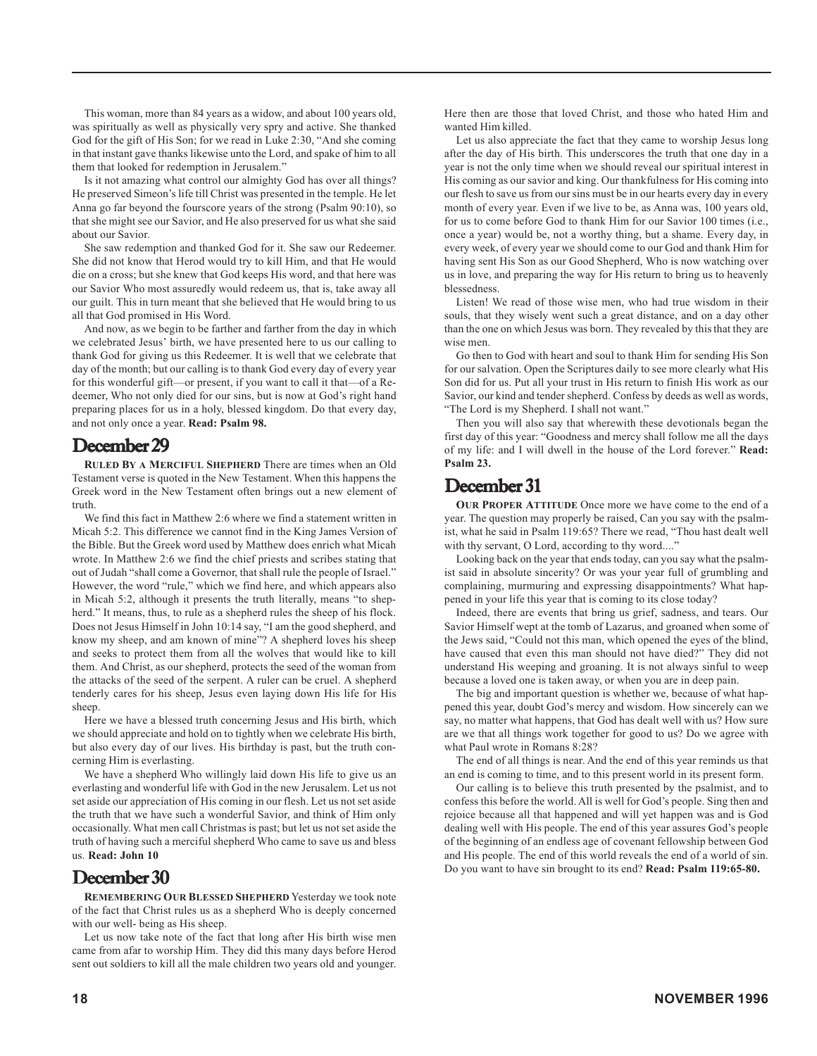This woman, more than 84 years as a widow, and about 100 years old, was spiritually as well as physically very spry and active. She thanked God for the gift of His Son; for we read in Luke 2:30, "And she coming in that instant gave thanks likewise unto the Lord, and spake of him to all them that looked for redemption in Jerusalem."

Is it not amazing what control our almighty God has over all things? He preserved Simeon's life till Christ was presented in the temple. He let Anna go far beyond the fourscore years of the strong (Psalm 90:10), so that she might see our Savior, and He also preserved for us what she said about our Savior.

She saw redemption and thanked God for it. She saw our Redeemer. She did not know that Herod would try to kill Him, and that He would die on a cross; but she knew that God keeps His word, and that here was our Savior Who most assuredly would redeem us, that is, take away all our guilt. This in turn meant that she believed that He would bring to us all that God promised in His Word.

And now, as we begin to be farther and farther from the day in which we celebrated Jesus' birth, we have presented here to us our calling to thank God for giving us this Redeemer. It is well that we celebrate that day of the month; but our calling is to thank God every day of every year for this wonderful gift—or present, if you want to call it that—of a Redeemer, Who not only died for our sins, but is now at God's right hand preparing places for us in a holy, blessed kingdom. Do that every day, and not only once a year. **Read: Psalm 98.**

## December 29

**RULED BY A MERCIFUL SHEPHERD** There are times when an Old Testament verse is quoted in the New Testament. When this happens the Greek word in the New Testament often brings out a new element of truth.

We find this fact in Matthew 2:6 where we find a statement written in Micah 5:2. This difference we cannot find in the King James Version of the Bible. But the Greek word used by Matthew does enrich what Micah wrote. In Matthew 2:6 we find the chief priests and scribes stating that out of Judah "shall come a Governor, that shall rule the people of Israel." However, the word "rule," which we find here, and which appears also in Micah 5:2, although it presents the truth literally, means "to shepherd." It means, thus, to rule as a shepherd rules the sheep of his flock. Does not Jesus Himself in John 10:14 say, "I am the good shepherd, and know my sheep, and am known of mine"? A shepherd loves his sheep and seeks to protect them from all the wolves that would like to kill them. And Christ, as our shepherd, protects the seed of the woman from the attacks of the seed of the serpent. A ruler can be cruel. A shepherd tenderly cares for his sheep, Jesus even laying down His life for His sheep.

Here we have a blessed truth concerning Jesus and His birth, which we should appreciate and hold on to tightly when we celebrate His birth, but also every day of our lives. His birthday is past, but the truth concerning Him is everlasting.

We have a shepherd Who willingly laid down His life to give us an everlasting and wonderful life with God in the new Jerusalem. Let us not set aside our appreciation of His coming in our flesh. Let us not set aside the truth that we have such a wonderful Savior, and think of Him only occasionally. What men call Christmas is past; but let us not set aside the truth of having such a merciful shepherd Who came to save us and bless us. **Read: John 10**

## December 30

**REMEMBERING OUR BLESSED SHEPHERD** Yesterday we took note of the fact that Christ rules us as a shepherd Who is deeply concerned with our well- being as His sheep.

Let us now take note of the fact that long after His birth wise men came from afar to worship Him. They did this many days before Herod sent out soldiers to kill all the male children two years old and younger. Here then are those that loved Christ, and those who hated Him and wanted Him killed.

Let us also appreciate the fact that they came to worship Jesus long after the day of His birth. This underscores the truth that one day in a year is not the only time when we should reveal our spiritual interest in His coming as our savior and king. Our thankfulness for His coming into our flesh to save us from our sins must be in our hearts every day in every month of every year. Even if we live to be, as Anna was, 100 years old, for us to come before God to thank Him for our Savior 100 times (i.e., once a year) would be, not a worthy thing, but a shame. Every day, in every week, of every year we should come to our God and thank Him for having sent His Son as our Good Shepherd, Who is now watching over us in love, and preparing the way for His return to bring us to heavenly blessedness.

Listen! We read of those wise men, who had true wisdom in their souls, that they wisely went such a great distance, and on a day other than the one on which Jesus was born. They revealed by this that they are wise men.

Go then to God with heart and soul to thank Him for sending His Son for our salvation. Open the Scriptures daily to see more clearly what His Son did for us. Put all your trust in His return to finish His work as our Savior, our kind and tender shepherd. Confess by deeds as well as words, "The Lord is my Shepherd. I shall not want."

Then you will also say that wherewith these devotionals began the first day of this year: "Goodness and mercy shall follow me all the days of my life: and I will dwell in the house of the Lord forever." **Read: Psalm 23.**

## December 31

**OUR PROPER ATTITUDE** Once more we have come to the end of a year. The question may properly be raised, Can you say with the psalmist, what he said in Psalm 119:65? There we read, "Thou hast dealt well with thy servant, O Lord, according to thy word...."

Looking back on the year that ends today, can you say what the psalmist said in absolute sincerity? Or was your year full of grumbling and complaining, murmuring and expressing disappointments? What happened in your life this year that is coming to its close today?

Indeed, there are events that bring us grief, sadness, and tears. Our Savior Himself wept at the tomb of Lazarus, and groaned when some of the Jews said, "Could not this man, which opened the eyes of the blind, have caused that even this man should not have died?" They did not understand His weeping and groaning. It is not always sinful to weep because a loved one is taken away, or when you are in deep pain.

The big and important question is whether we, because of what happened this year, doubt God's mercy and wisdom. How sincerely can we say, no matter what happens, that God has dealt well with us? How sure are we that all things work together for good to us? Do we agree with what Paul wrote in Romans 8:28?

The end of all things is near. And the end of this year reminds us that an end is coming to time, and to this present world in its present form.

Our calling is to believe this truth presented by the psalmist, and to confess this before the world. All is well for God's people. Sing then and rejoice because all that happened and will yet happen was and is God dealing well with His people. The end of this year assures God's people of the beginning of an endless age of covenant fellowship between God and His people. The end of this world reveals the end of a world of sin. Do you want to have sin brought to its end? **Read: Psalm 119:65-80.**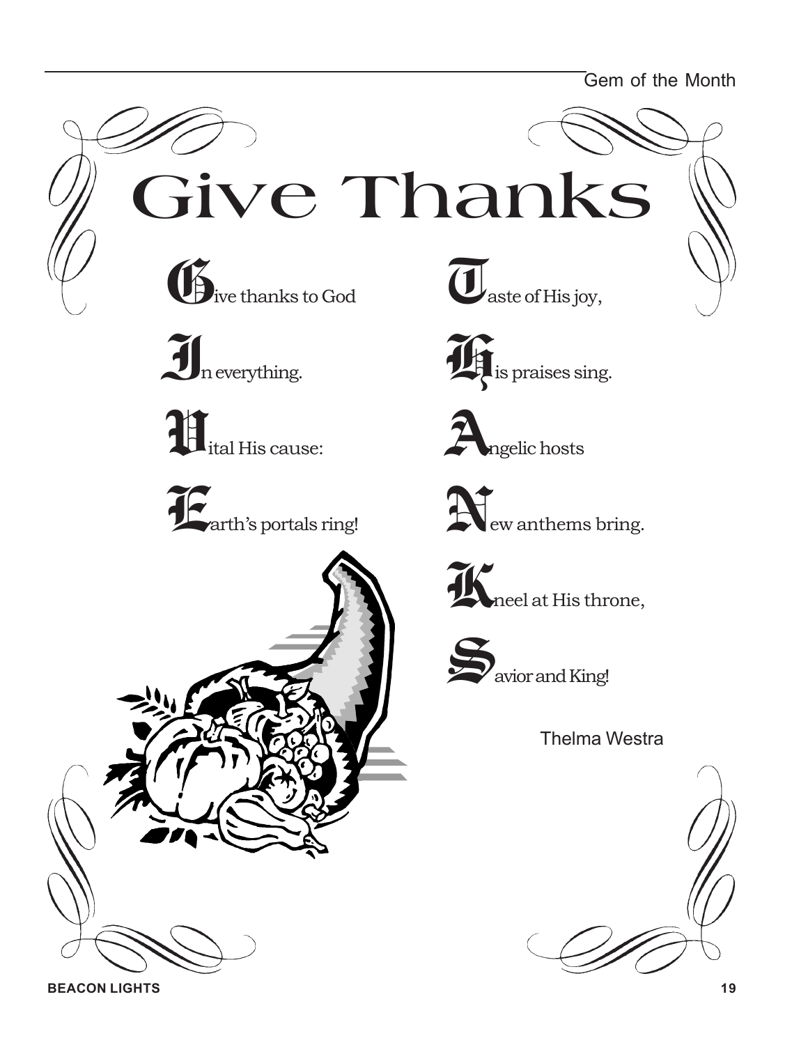# Give Thanks

Give thanks to God  
In everything.  
Vital His cause:  
Earth's portals ring!

Taste of His joy,  
His praises sing.  
Angelic hosts  
New anthems bring.  
Kneel at His throne,  
Savior and King!

Thelma Westra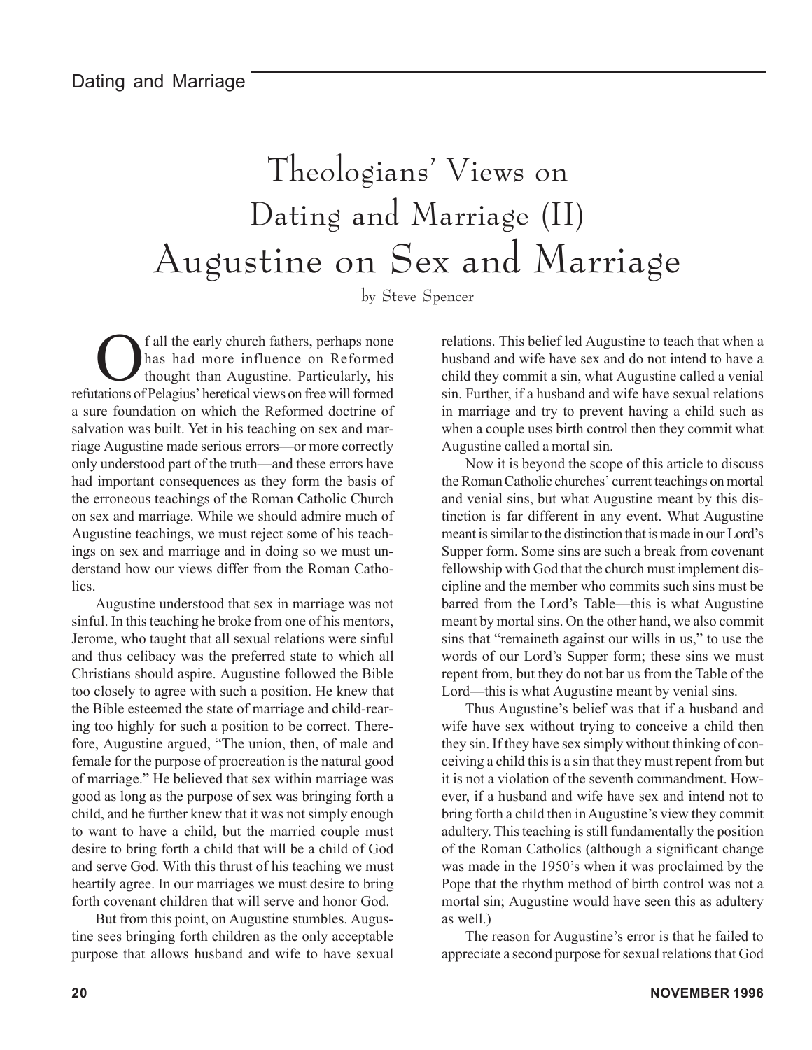# Theologians' Views on Dating and Marriage (II)

# Augustine on Sex and Marriage

by Steve Spencer

Of all the early church fathers, perhaps none has had more influence on Reformed thought than Augustine. Particularly, his refutations of Pelagius' heretical views on free will formed a sure foundation on which the Reformed doctrine of salvation was built. Yet in his teaching on sex and marriage Augustine made serious errors—or more correctly only understood part of the truth—and these errors have had important consequences as they form the basis of the erroneous teachings of the Roman Catholic Church on sex and marriage. While we should admire much of Augustine teachings, we must reject some of his teachings on sex and marriage and in doing so we must understand how our views differ from the Roman Catholics.

Augustine understood that sex in marriage was not sinful. In this teaching he broke from one of his mentors, Jerome, who taught that all sexual relations were sinful and thus celibacy was the preferred state to which all Christians should aspire. Augustine followed the Bible too closely to agree with such a position. He knew that the Bible esteemed the state of marriage and child-rearing too highly for such a position to be correct. Therefore, Augustine argued, "The union, then, of male and female for the purpose of procreation is the natural good of marriage." He believed that sex within marriage was good as long as the purpose of sex was bringing forth a child, and he further knew that it was not simply enough to want to have a child, but the married couple must desire to bring forth a child that will be a child of God and serve God. With this thrust of his teaching we must heartily agree. In our marriages we must desire to bring forth covenant children that will serve and honor God.

But from this point, on Augustine stumbles. Augustine sees bringing forth children as the only acceptable purpose that allows husband and wife to have sexual relations. This belief led Augustine to teach that when a husband and wife have sex and do not intend to have a child they commit a sin, what Augustine called a venial sin. Further, if a husband and wife have sexual relations in marriage and try to prevent having a child such as when a couple uses birth control then they commit what Augustine called a mortal sin.

Now it is beyond the scope of this article to discuss the Roman Catholic churches' current teachings on mortal and venial sins, but what Augustine meant by this distinction is far different in any event. What Augustine meant is similar to the distinction that is made in our Lord's Supper form. Some sins are such a break from covenant fellowship with God that the church must implement discipline and the member who commits such sins must be barred from the Lord's Table—this is what Augustine meant by mortal sins. On the other hand, we also commit sins that "remaineth against our wills in us," to use the words of our Lord's Supper form; these sins we must repent from, but they do not bar us from the Table of the Lord—this is what Augustine meant by venial sins.

Thus Augustine's belief was that if a husband and wife have sex without trying to conceive a child then they sin. If they have sex simply without thinking of conceiving a child this is a sin that they must repent from but it is not a violation of the seventh commandment. However, if a husband and wife have sex and intend not to bring forth a child then in Augustine's view they commit adultery. This teaching is still fundamentally the position of the Roman Catholics (although a significant change was made in the 1950's when it was proclaimed by the Pope that the rhythm method of birth control was not a mortal sin; Augustine would have seen this as adultery as well.)

The reason for Augustine's error is that he failed to appreciate a second purpose for sexual relations that God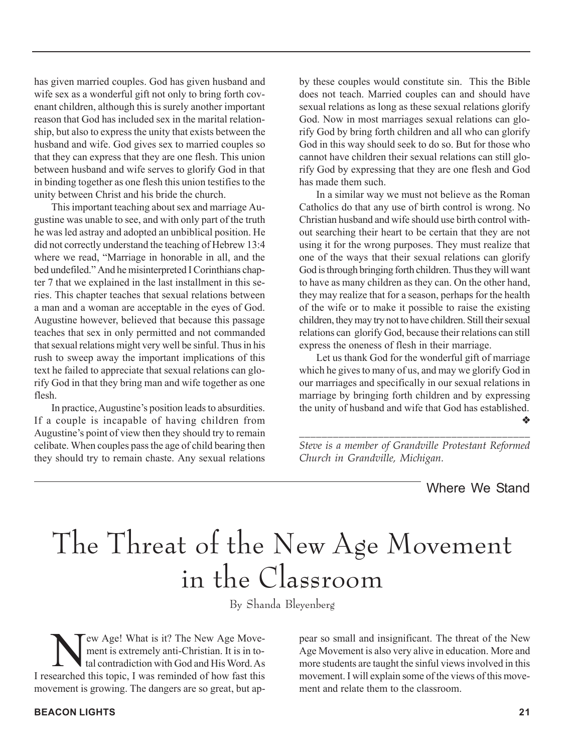has given married couples. God has given husband and wife sex as a wonderful gift not only to bring forth covenant children, although this is surely another important reason that God has included sex in the marital relationship, but also to express the unity that exists between the husband and wife. God gives sex to married couples so that they can express that they are one flesh. This union between husband and wife serves to glorify God in that in binding together as one flesh this union testifies to the unity between Christ and his bride the church.

This important teaching about sex and marriage Augustine was unable to see, and with only part of the truth he was led astray and adopted an unbiblical position. He did not correctly understand the teaching of Hebrew 13:4 where we read, "Marriage in honorable in all, and the bed undefiled." And he misinterpreted I Corinthians chapter 7 that we explained in the last installment in this series. This chapter teaches that sexual relations between a man and a woman are acceptable in the eyes of God. Augustine however, believed that because this passage teaches that sex in only permitted and not commanded that sexual relations might very well be sinful. Thus in his rush to sweep away the important implications of this text he failed to appreciate that sexual relations can glorify God in that they bring man and wife together as one flesh.

In practice, Augustine's position leads to absurdities. If a couple is incapable of having children from Augustine's point of view then they should try to remain celibate. When couples pass the age of child bearing then they should try to remain chaste. Any sexual relations by these couples would constitute sin. This the Bible does not teach. Married couples can and should have sexual relations as long as these sexual relations glorify God. Now in most marriages sexual relations can glorify God by bring forth children and all who can glorify God in this way should seek to do so. But for those who cannot have children their sexual relations can still glorify God by expressing that they are one flesh and God has made them such.

In a similar way we must not believe as the Roman Catholics do that any use of birth control is wrong. No Christian husband and wife should use birth control without searching their heart to be certain that they are not using it for the wrong purposes. They must realize that one of the ways that their sexual relations can glorify God is through bringing forth children. Thus they will want to have as many children as they can. On the other hand, they may realize that for a season, perhaps for the health of the wife or to make it possible to raise the existing children, they may try not to have children. Still their sexual relations can glorify God, because their relations can still express the oneness of flesh in their marriage.

Let us thank God for the wonderful gift of marriage which he gives to many of us, and may we glorify God in our marriages and specifically in our sexual relations in marriage by bringing forth children and by expressing the unity of husband and wife that God has established. ❖

*Steve is a member of Grandville Protestant Reformed Church in Grandville, Michigan.*

Where We Stand

# The Threat of the New Age Movement in the Classroom

By Shanda Bleyenberg

New Age! What is it? The New Age Movement is extremely anti-Christian. It is in total contradiction with God and His Word. As I researched this topic, I was reminded of how fast this movement is growing. The dangers are so great, but appear so small and insignificant. The threat of the New Age Movement is also very alive in education. More and more students are taught the sinful views involved in this movement. I will explain some of the views of this movement and relate them to the classroom.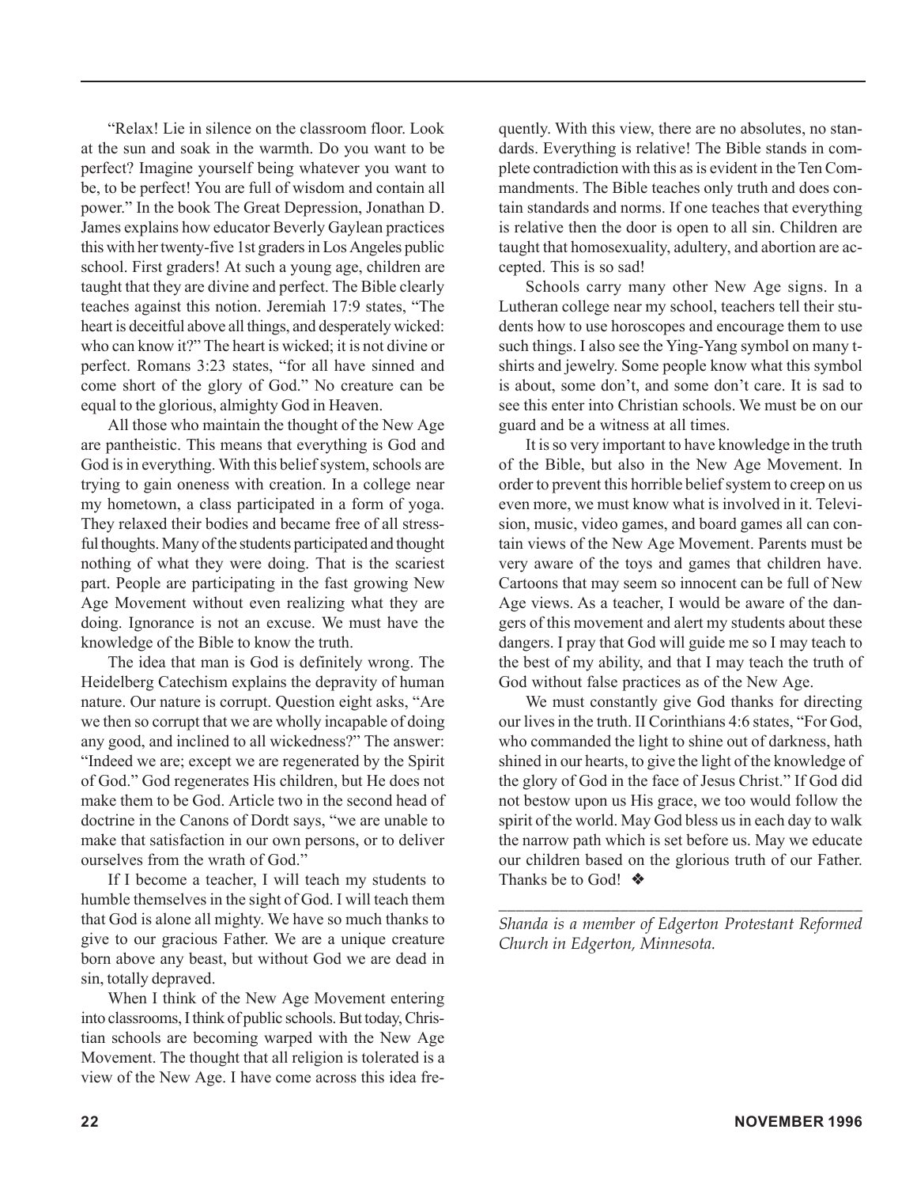"Relax! Lie in silence on the classroom floor. Look at the sun and soak in the warmth. Do you want to be perfect? Imagine yourself being whatever you want to be, to be perfect! You are full of wisdom and contain all power." In the book The Great Depression, Jonathan D. James explains how educator Beverly Gaylean practices this with her twenty-five 1st graders in Los Angeles public school. First graders! At such a young age, children are taught that they are divine and perfect. The Bible clearly teaches against this notion. Jeremiah 17:9 states, "The heart is deceitful above all things, and desperately wicked: who can know it?" The heart is wicked; it is not divine or perfect. Romans 3:23 states, "for all have sinned and come short of the glory of God." No creature can be equal to the glorious, almighty God in Heaven.

All those who maintain the thought of the New Age are pantheistic. This means that everything is God and God is in everything. With this belief system, schools are trying to gain oneness with creation. In a college near my hometown, a class participated in a form of yoga. They relaxed their bodies and became free of all stressful thoughts. Many of the students participated and thought nothing of what they were doing. That is the scariest part. People are participating in the fast growing New Age Movement without even realizing what they are doing. Ignorance is not an excuse. We must have the knowledge of the Bible to know the truth.

The idea that man is God is definitely wrong. The Heidelberg Catechism explains the depravity of human nature. Our nature is corrupt. Question eight asks, "Are we then so corrupt that we are wholly incapable of doing any good, and inclined to all wickedness?" The answer: "Indeed we are; except we are regenerated by the Spirit of God." God regenerates His children, but He does not make them to be God. Article two in the second head of doctrine in the Canons of Dordt says, "we are unable to make that satisfaction in our own persons, or to deliver ourselves from the wrath of God."

If I become a teacher, I will teach my students to humble themselves in the sight of God. I will teach them that God is alone all mighty. We have so much thanks to give to our gracious Father. We are a unique creature born above any beast, but without God we are dead in sin, totally depraved.

When I think of the New Age Movement entering into classrooms, I think of public schools. But today, Christian schools are becoming warped with the New Age Movement. The thought that all religion is tolerated is a view of the New Age. I have come across this idea frequently. With this view, there are no absolutes, no standards. Everything is relative! The Bible stands in complete contradiction with this as is evident in the Ten Commandments. The Bible teaches only truth and does contain standards and norms. If one teaches that everything is relative then the door is open to all sin. Children are taught that homosexuality, adultery, and abortion are accepted. This is so sad!

Schools carry many other New Age signs. In a Lutheran college near my school, teachers tell their students how to use horoscopes and encourage them to use such things. I also see the Ying-Yang symbol on many t-shirts and jewelry. Some people know what this symbol is about, some don't, and some don't care. It is sad to see this enter into Christian schools. We must be on our guard and be a witness at all times.

It is so very important to have knowledge in the truth of the Bible, but also in the New Age Movement. In order to prevent this horrible belief system to creep on us even more, we must know what is involved in it. Television, music, video games, and board games all can contain views of the New Age Movement. Parents must be very aware of the toys and games that children have. Cartoons that may seem so innocent can be full of New Age views. As a teacher, I would be aware of the dangers of this movement and alert my students about these dangers. I pray that God will guide me so I may teach to the best of my ability, and that I may teach the truth of God without false practices as of the New Age.

We must constantly give God thanks for directing our lives in the truth. II Corinthians 4:6 states, "For God, who commanded the light to shine out of darkness, hath shined in our hearts, to give the light of the knowledge of the glory of God in the face of Jesus Christ." If God did not bestow upon us His grace, we too would follow the spirit of the world. May God bless us in each day to walk the narrow path which is set before us. May we educate our children based on the glorious truth of our Father. Thanks be to God! ❖

---

*Shanda is a member of Edgerton Protestant Reformed Church in Edgerton, Minnesota.*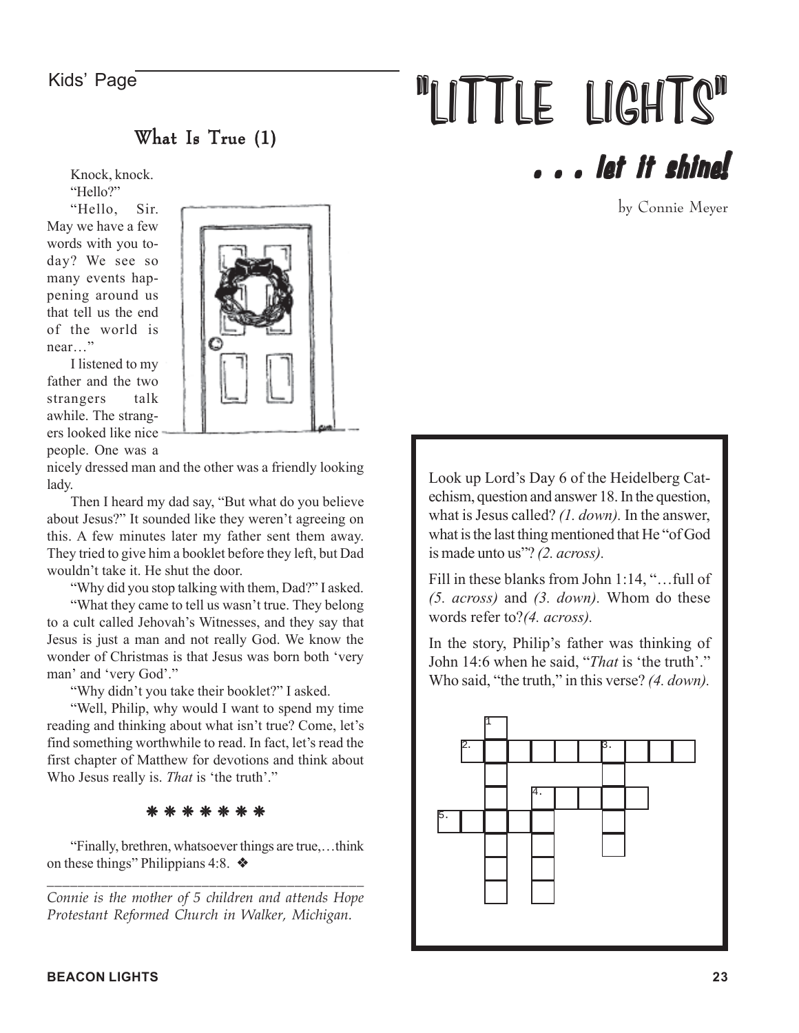Kids' Page

# "LITTLE LIGHTS"

## . . . let it shine!

by Connie Meyer

### What Is True (1)

Knock, knock.

"Hello?"

"Hello, Sir. May we have a few words with you today? We see so many events happening around us that tell us the end of the world is near…"

I listened to my father and the two strangers talk awhile. The strangers looked like nice people. One was a nicely dressed man and the other was a friendly looking lady.

Then I heard my dad say, "But what do you believe about Jesus?" It sounded like they weren't agreeing on this. A few minutes later my father sent them away. They tried to give him a booklet before they left, but Dad wouldn't take it. He shut the door.

"Why did you stop talking with them, Dad?" I asked.

"What they came to tell us wasn't true. They belong to a cult called Jehovah's Witnesses, and they say that Jesus is just a man and not really God. We know the wonder of Christmas is that Jesus was born both 'very man' and 'very God'."

"Why didn't you take their booklet?" I asked.

"Well, Philip, why would I want to spend my time reading and thinking about what isn't true? Come, let's find something worthwhile to read. In fact, let's read the first chapter of Matthew for devotions and think about Who Jesus really is. *That* is 'the truth'."

❋ ❋ ❋ ❋ ❋ ❋ ❋

"Finally, brethren, whatsoever things are true,…think on these things" Philippians 4:8. ❖

---

*Connie is the mother of 5 children and attends Hope Protestant Reformed Church in Walker, Michigan.*

---

Look up Lord's Day 6 of the Heidelberg Catechism, question and answer 18. In the question, what is Jesus called? *(1. down).* In the answer, what is the last thing mentioned that He "of God is made unto us"? *(2. across).*

Fill in these blanks from John 1:14, "…full of *(5. across)* and *(3. down)*. Whom do these words refer to?*(4. across).*

In the story, Philip's father was thinking of John 14:6 when he said, "*That* is 'the truth'." Who said, "the truth," in this verse? *(4. down).*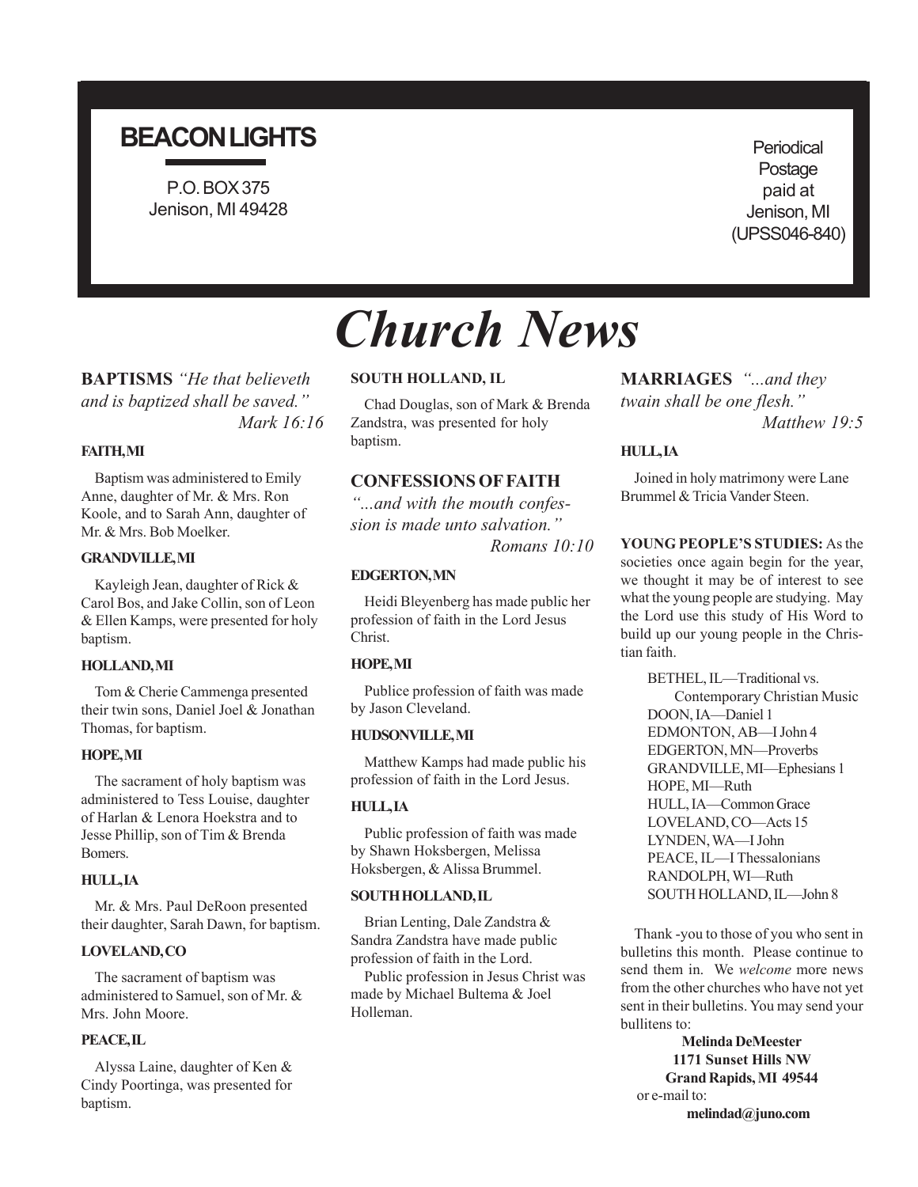**BEACON LIGHTS**

P.O. BOX 375
Jenison, MI 49428

Periodical Postage paid at Jenison, MI (UPSS046-840)

# *Church News*

## BAPTISMS *"He that believeth and is baptized shall be saved."* *Mark 16:16*

**FAITH, MI**

Baptism was administered to Emily Anne, daughter of Mr. & Mrs. Ron Koole, and to Sarah Ann, daughter of Mr. & Mrs. Bob Moelker.

**GRANDVILLE, MI**

Kayleigh Jean, daughter of Rick & Carol Bos, and Jake Collin, son of Leon & Ellen Kamps, were presented for holy baptism.

**HOLLAND, MI**

Tom & Cherie Cammenga presented their twin sons, Daniel Joel & Jonathan Thomas, for baptism.

**HOPE, MI**

The sacrament of holy baptism was administered to Tess Louise, daughter of Harlan & Lenora Hoekstra and to Jesse Phillip, son of Tim & Brenda Bomers.

**HULL, IA**

Mr. & Mrs. Paul DeRoon presented their daughter, Sarah Dawn, for baptism.

**LOVELAND, CO**

The sacrament of baptism was administered to Samuel, son of Mr. & Mrs. John Moore.

**PEACE, IL**

Alyssa Laine, daughter of Ken & Cindy Poortinga, was presented for baptism.

**SOUTH HOLLAND, IL**

Chad Douglas, son of Mark & Brenda Zandstra, was presented for holy baptism.

## CONFESSIONS OF FAITH

*"...and with the mouth confession is made unto salvation."* *Romans 10:10*

**EDGERTON, MN**

Heidi Bleyenberg has made public her profession of faith in the Lord Jesus Christ.

**HOPE, MI**

Publice profession of faith was made by Jason Cleveland.

**HUDSONVILLE, MI**

Matthew Kamps had made public his profession of faith in the Lord Jesus.

**HULL, IA**

Public profession of faith was made by Shawn Hoksbergen, Melissa Hoksbergen, & Alissa Brummel.

**SOUTH HOLLAND, IL**

Brian Lenting, Dale Zandstra & Sandra Zandstra have made public profession of faith in the Lord.

Public profession in Jesus Christ was made by Michael Bultema & Joel Holleman.

## MARRIAGES *"...and they twain shall be one flesh."* *Matthew 19:5*

**HULL, IA**

Joined in holy matrimony were Lane Brummel & Tricia Vander Steen.

**YOUNG PEOPLE'S STUDIES:** As the societies once again begin for the year, we thought it may be of interest to see what the young people are studying. May the Lord use this study of His Word to build up our young people in the Christian faith.

BETHEL, IL—Traditional vs. Contemporary Christian Music
DOON, IA—Daniel 1
EDMONTON, AB—I John 4
EDGERTON, MN—Proverbs
GRANDVILLE, MI—Ephesians 1
HOPE, MI—Ruth
HULL, IA—Common Grace
LOVELAND, CO—Acts 15
LYNDEN, WA—I John
PEACE, IL—I Thessalonians
RANDOLPH, WI—Ruth
SOUTH HOLLAND, IL—John 8

Thank -you to those of you who sent in bulletins this month. Please continue to send them in. We *welcome* more news from the other churches who have not yet sent in their bulletins. You may send your bullitens to:

**Melinda DeMeester**
**1171 Sunset Hills NW**
**Grand Rapids, MI 49544**
or e-mail to:
**melindad@juno.com**